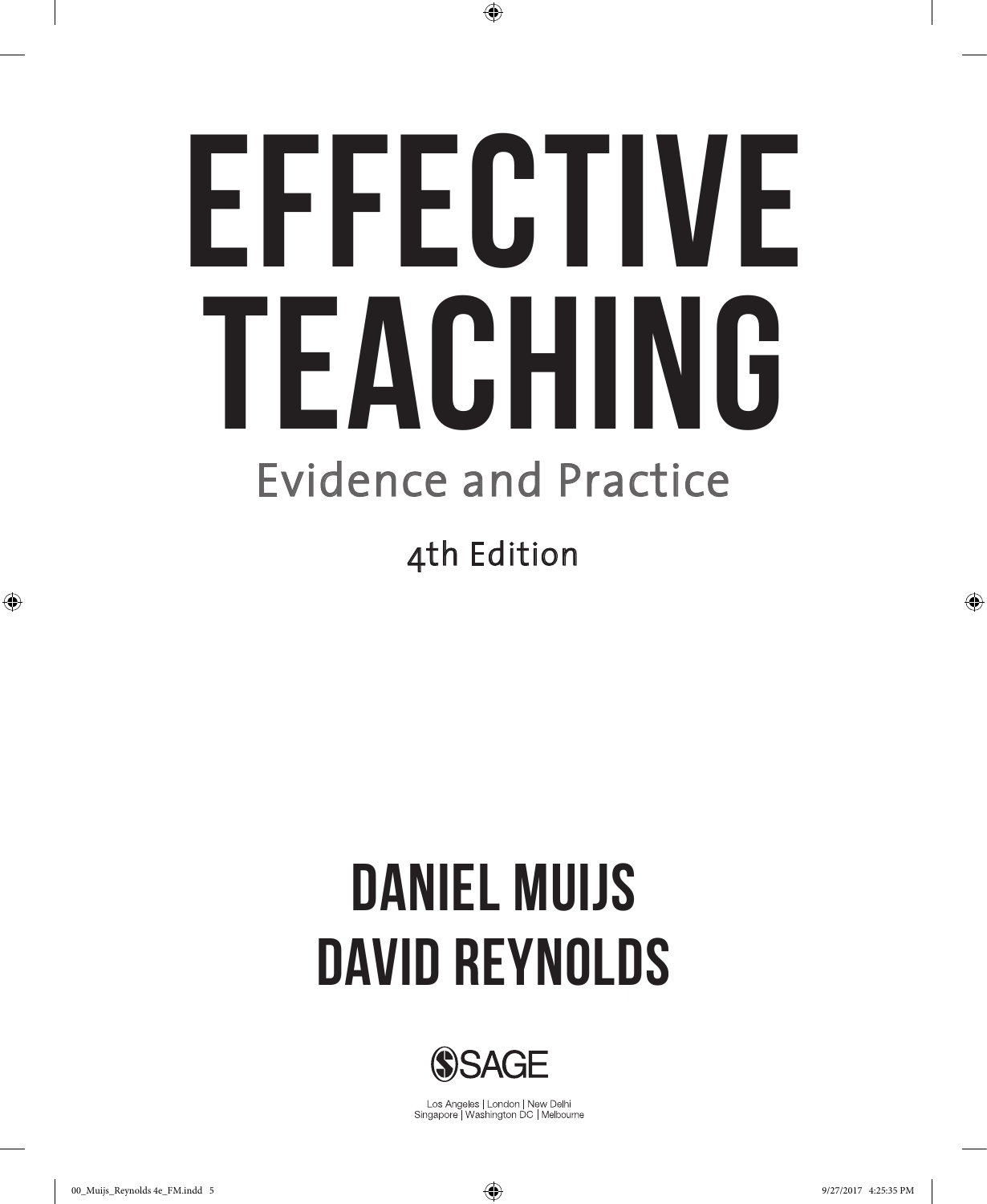# EFFECTIVE TEACHING

## Evidence and Practice

4th Edition

**DANIEL MUIJS**

**DAVID REYNOLDS**

SAGE

Los Angeles | London | New Delhi
Singapore | Washington DC | Melbourne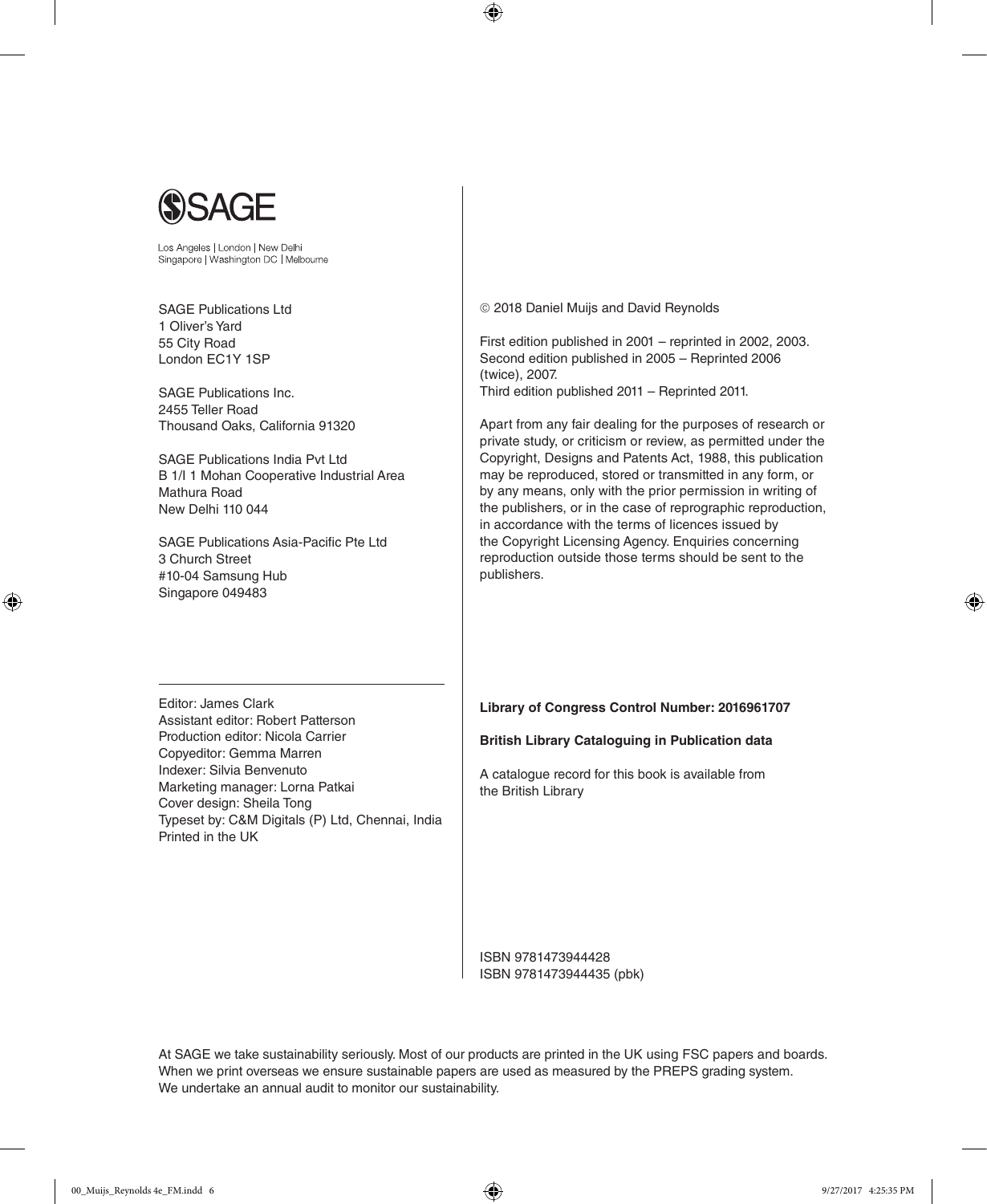SAGE

Los Angeles | London | New Delhi
Singapore | Washington DC | Melbourne

SAGE Publications Ltd
1 Oliver's Yard
55 City Road
London EC1Y 1SP

SAGE Publications Inc.
2455 Teller Road
Thousand Oaks, California 91320

SAGE Publications India Pvt Ltd
B 1/I 1 Mohan Cooperative Industrial Area
Mathura Road
New Delhi 110 044

SAGE Publications Asia-Pacific Pte Ltd
3 Church Street
#10-04 Samsung Hub
Singapore 049483

Editor: James Clark
Assistant editor: Robert Patterson
Production editor: Nicola Carrier
Copyeditor: Gemma Marren
Indexer: Silvia Benvenuto
Marketing manager: Lorna Patkai
Cover design: Sheila Tong
Typeset by: C&M Digitals (P) Ltd, Chennai, India
Printed in the UK

© 2018 Daniel Muijs and David Reynolds

First edition published in 2001 – reprinted in 2002, 2003.
Second edition published in 2005 – Reprinted 2006 (twice), 2007.
Third edition published 2011 – Reprinted 2011.

Apart from any fair dealing for the purposes of research or private study, or criticism or review, as permitted under the Copyright, Designs and Patents Act, 1988, this publication may be reproduced, stored or transmitted in any form, or by any means, only with the prior permission in writing of the publishers, or in the case of reprographic reproduction, in accordance with the terms of licences issued by the Copyright Licensing Agency. Enquiries concerning reproduction outside those terms should be sent to the publishers.

**Library of Congress Control Number: 2016961707**

**British Library Cataloguing in Publication data**

A catalogue record for this book is available from the British Library

ISBN 9781473944428
ISBN 9781473944435 (pbk)

At SAGE we take sustainability seriously. Most of our products are printed in the UK using FSC papers and boards. When we print overseas we ensure sustainable papers are used as measured by the PREPS grading system. We undertake an annual audit to monitor our sustainability.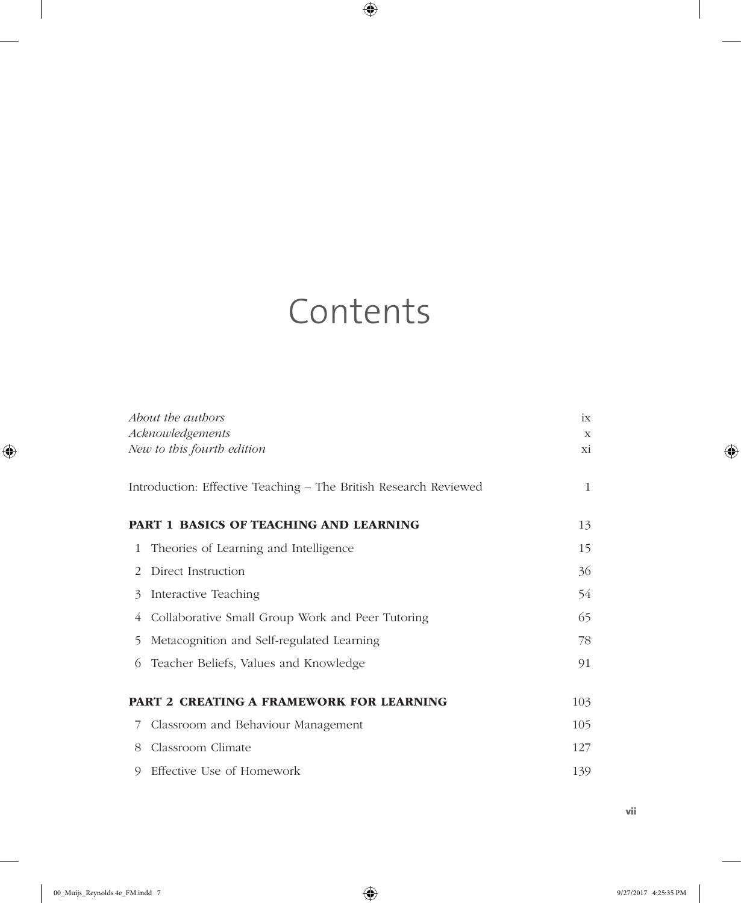# Contents

*About the authors* ix
*Acknowledgements* x
*New to this fourth edition* xi

Introduction: Effective Teaching – The British Research Reviewed 1

**PART 1 BASICS OF TEACHING AND LEARNING** 13

1 Theories of Learning and Intelligence 15
2 Direct Instruction 36
3 Interactive Teaching 54
4 Collaborative Small Group Work and Peer Tutoring 65
5 Metacognition and Self-regulated Learning 78
6 Teacher Beliefs, Values and Knowledge 91

**PART 2 CREATING A FRAMEWORK FOR LEARNING** 103

7 Classroom and Behaviour Management 105
8 Classroom Climate 127
9 Effective Use of Homework 139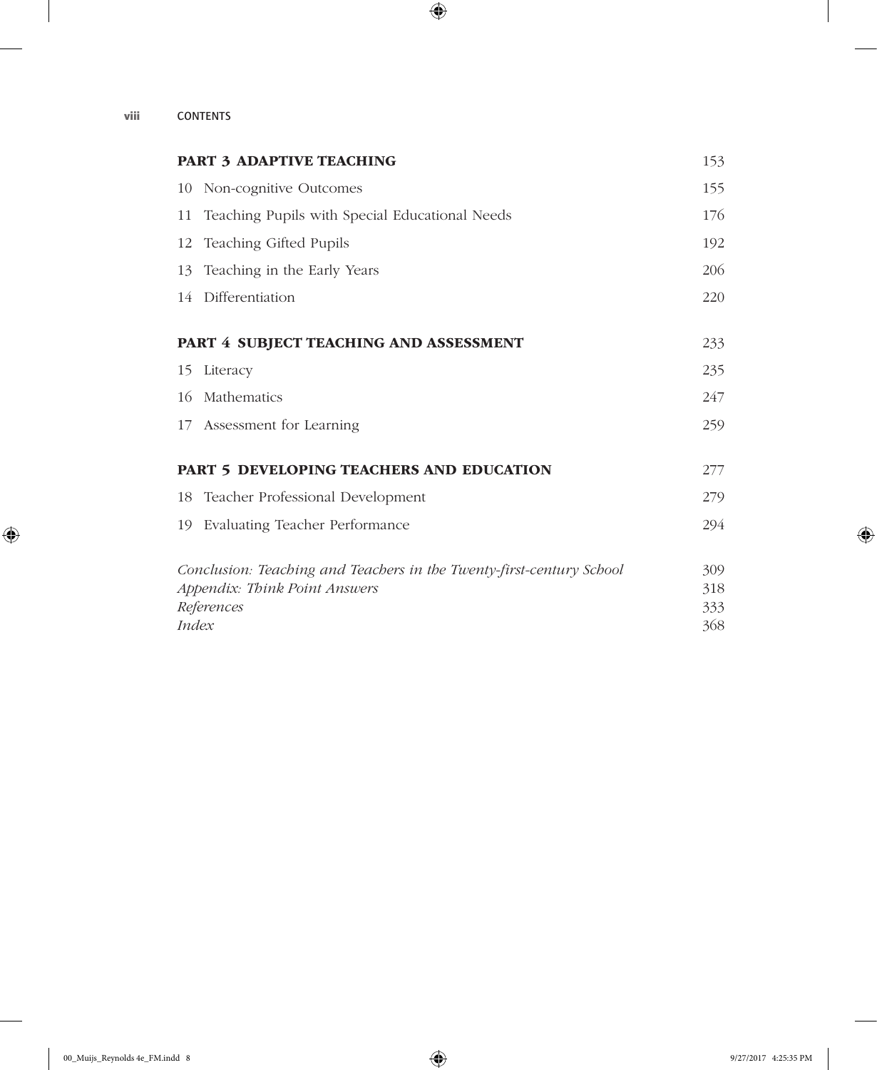**PART 3 ADAPTIVE TEACHING** 153

10 Non-cognitive Outcomes 155

11 Teaching Pupils with Special Educational Needs 176

12 Teaching Gifted Pupils 192

13 Teaching in the Early Years 206

14 Differentiation 220

**PART 4 SUBJECT TEACHING AND ASSESSMENT** 233

15 Literacy 235

16 Mathematics 247

17 Assessment for Learning 259

**PART 5 DEVELOPING TEACHERS AND EDUCATION** 277

18 Teacher Professional Development 279

19 Evaluating Teacher Performance 294

*Conclusion: Teaching and Teachers in the Twenty-first-century School* 309

*Appendix: Think Point Answers* 318

*References* 333

*Index* 368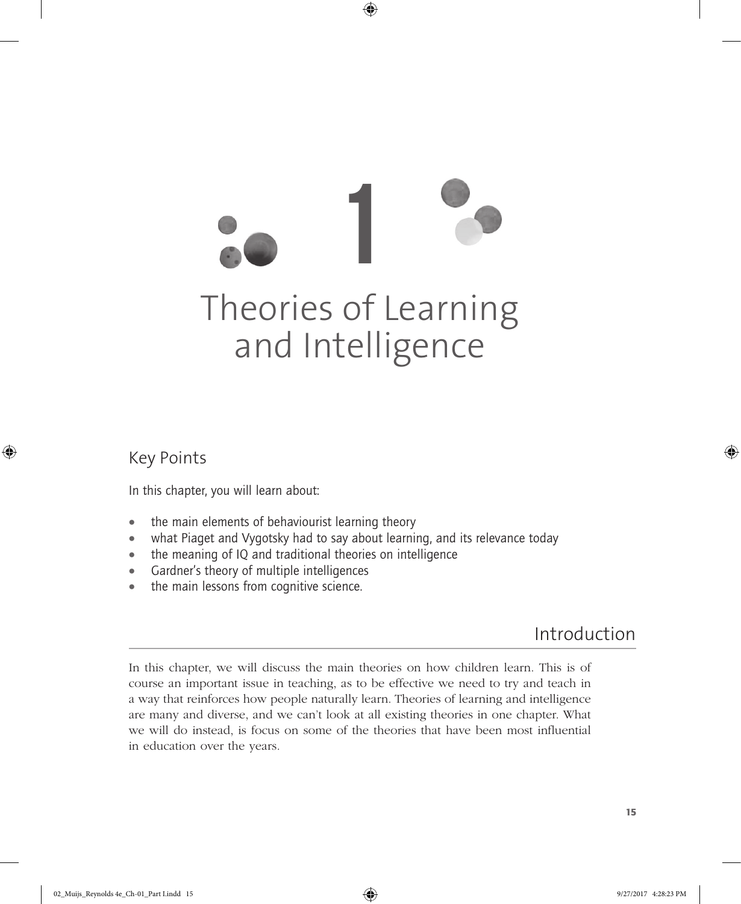# 1

# Theories of Learning and Intelligence

## Key Points

In this chapter, you will learn about:

- the main elements of behaviourist learning theory
- what Piaget and Vygotsky had to say about learning, and its relevance today
- the meaning of IQ and traditional theories on intelligence
- Gardner's theory of multiple intelligences
- the main lessons from cognitive science.

## Introduction

In this chapter, we will discuss the main theories on how children learn. This is of course an important issue in teaching, as to be effective we need to try and teach in a way that reinforces how people naturally learn. Theories of learning and intelligence are many and diverse, and we can't look at all existing theories in one chapter. What we will do instead, is focus on some of the theories that have been most influential in education over the years.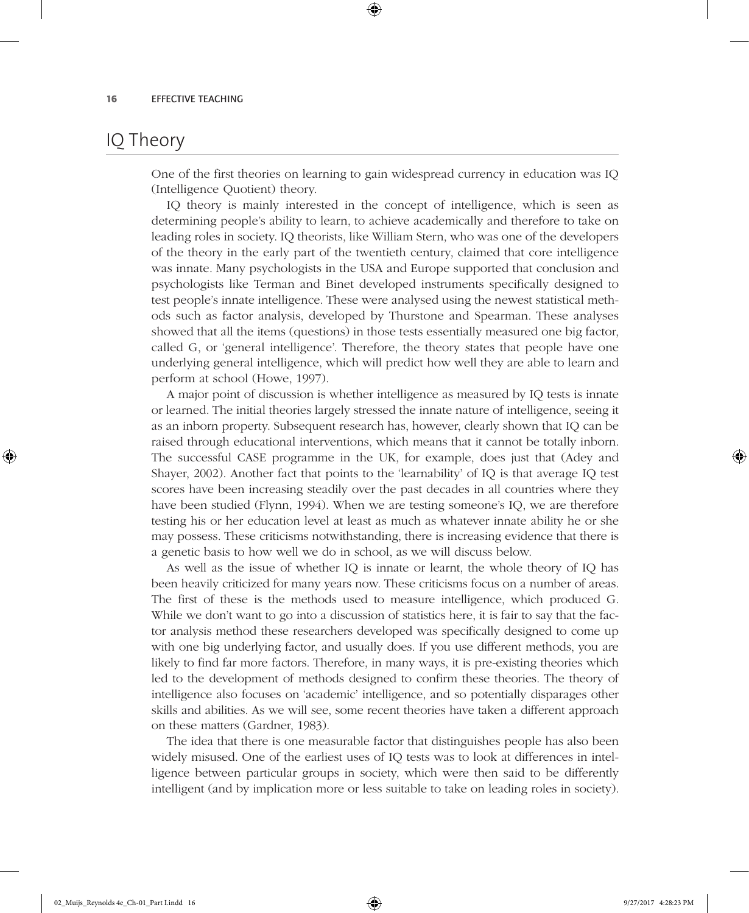## IQ Theory

One of the first theories on learning to gain widespread currency in education was IQ (Intelligence Quotient) theory.

IQ theory is mainly interested in the concept of intelligence, which is seen as determining people's ability to learn, to achieve academically and therefore to take on leading roles in society. IQ theorists, like William Stern, who was one of the developers of the theory in the early part of the twentieth century, claimed that core intelligence was innate. Many psychologists in the USA and Europe supported that conclusion and psychologists like Terman and Binet developed instruments specifically designed to test people's innate intelligence. These were analysed using the newest statistical methods such as factor analysis, developed by Thurstone and Spearman. These analyses showed that all the items (questions) in those tests essentially measured one big factor, called G, or 'general intelligence'. Therefore, the theory states that people have one underlying general intelligence, which will predict how well they are able to learn and perform at school (Howe, 1997).

A major point of discussion is whether intelligence as measured by IQ tests is innate or learned. The initial theories largely stressed the innate nature of intelligence, seeing it as an inborn property. Subsequent research has, however, clearly shown that IQ can be raised through educational interventions, which means that it cannot be totally inborn. The successful CASE programme in the UK, for example, does just that (Adey and Shayer, 2002). Another fact that points to the 'learnability' of IQ is that average IQ test scores have been increasing steadily over the past decades in all countries where they have been studied (Flynn, 1994). When we are testing someone's IQ, we are therefore testing his or her education level at least as much as whatever innate ability he or she may possess. These criticisms notwithstanding, there is increasing evidence that there is a genetic basis to how well we do in school, as we will discuss below.

As well as the issue of whether IQ is innate or learnt, the whole theory of IQ has been heavily criticized for many years now. These criticisms focus on a number of areas. The first of these is the methods used to measure intelligence, which produced G. While we don't want to go into a discussion of statistics here, it is fair to say that the factor analysis method these researchers developed was specifically designed to come up with one big underlying factor, and usually does. If you use different methods, you are likely to find far more factors. Therefore, in many ways, it is pre-existing theories which led to the development of methods designed to confirm these theories. The theory of intelligence also focuses on 'academic' intelligence, and so potentially disparages other skills and abilities. As we will see, some recent theories have taken a different approach on these matters (Gardner, 1983).

The idea that there is one measurable factor that distinguishes people has also been widely misused. One of the earliest uses of IQ tests was to look at differences in intelligence between particular groups in society, which were then said to be differently intelligent (and by implication more or less suitable to take on leading roles in society).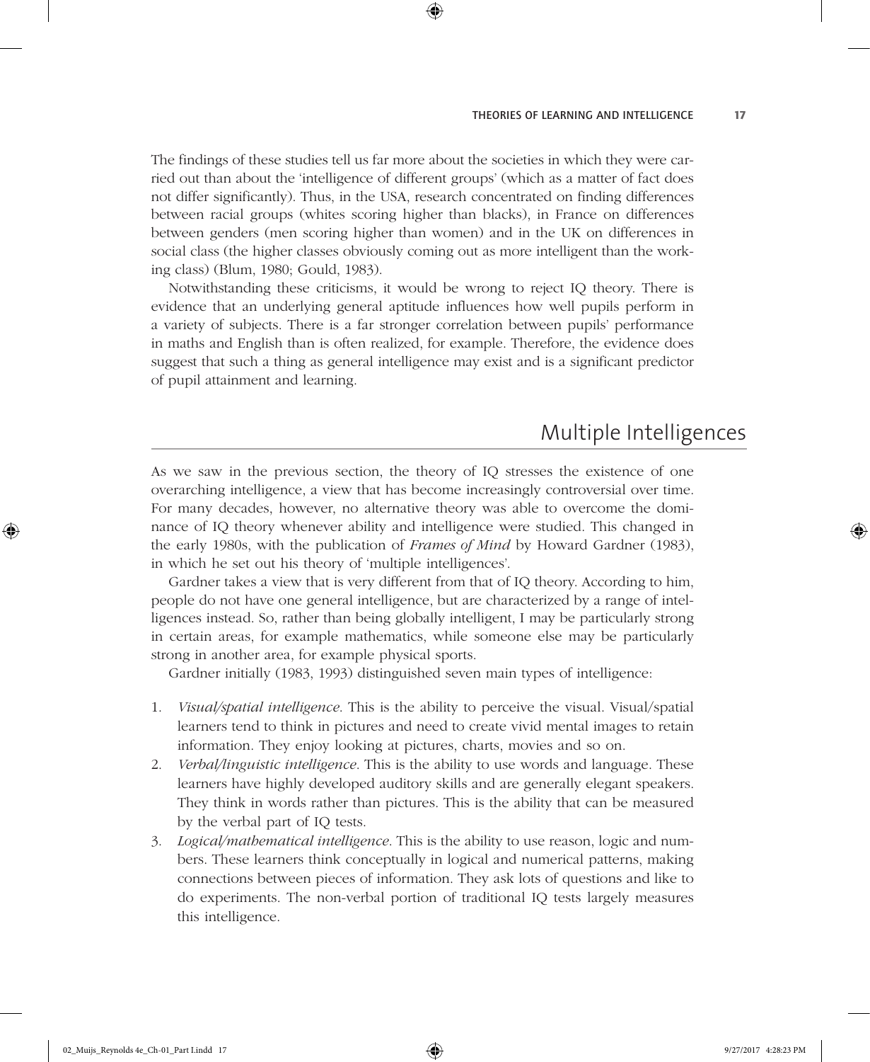The findings of these studies tell us far more about the societies in which they were carried out than about the 'intelligence of different groups' (which as a matter of fact does not differ significantly). Thus, in the USA, research concentrated on finding differences between racial groups (whites scoring higher than blacks), in France on differences between genders (men scoring higher than women) and in the UK on differences in social class (the higher classes obviously coming out as more intelligent than the working class) (Blum, 1980; Gould, 1983).

Notwithstanding these criticisms, it would be wrong to reject IQ theory. There is evidence that an underlying general aptitude influences how well pupils perform in a variety of subjects. There is a far stronger correlation between pupils' performance in maths and English than is often realized, for example. Therefore, the evidence does suggest that such a thing as general intelligence may exist and is a significant predictor of pupil attainment and learning.

## Multiple Intelligences

As we saw in the previous section, the theory of IQ stresses the existence of one overarching intelligence, a view that has become increasingly controversial over time. For many decades, however, no alternative theory was able to overcome the dominance of IQ theory whenever ability and intelligence were studied. This changed in the early 1980s, with the publication of *Frames of Mind* by Howard Gardner (1983), in which he set out his theory of 'multiple intelligences'.

Gardner takes a view that is very different from that of IQ theory. According to him, people do not have one general intelligence, but are characterized by a range of intelligences instead. So, rather than being globally intelligent, I may be particularly strong in certain areas, for example mathematics, while someone else may be particularly strong in another area, for example physical sports.

Gardner initially (1983, 1993) distinguished seven main types of intelligence:

1. *Visual/spatial intelligence*. This is the ability to perceive the visual. Visual/spatial learners tend to think in pictures and need to create vivid mental images to retain information. They enjoy looking at pictures, charts, movies and so on.
2. *Verbal/linguistic intelligence*. This is the ability to use words and language. These learners have highly developed auditory skills and are generally elegant speakers. They think in words rather than pictures. This is the ability that can be measured by the verbal part of IQ tests.
3. *Logical/mathematical intelligence*. This is the ability to use reason, logic and numbers. These learners think conceptually in logical and numerical patterns, making connections between pieces of information. They ask lots of questions and like to do experiments. The non-verbal portion of traditional IQ tests largely measures this intelligence.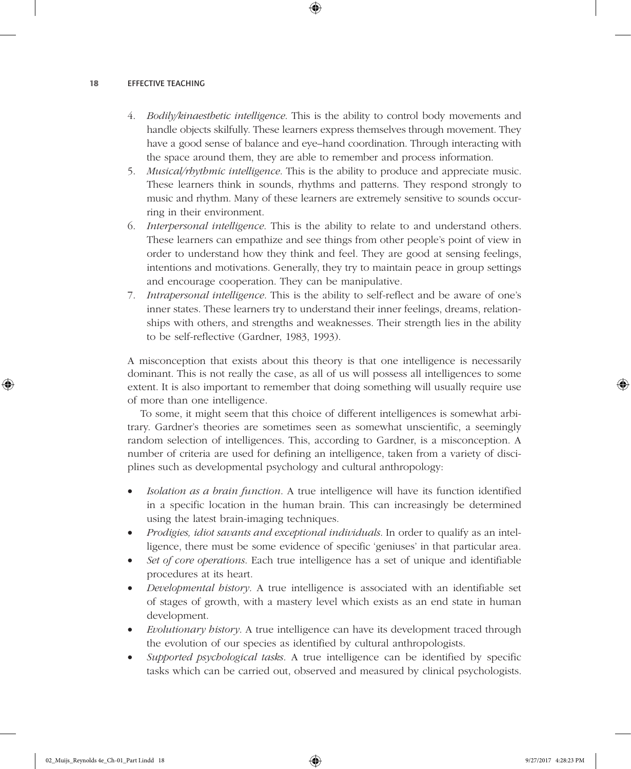4. *Bodily/kinaesthetic intelligence*. This is the ability to control body movements and handle objects skilfully. These learners express themselves through movement. They have a good sense of balance and eye–hand coordination. Through interacting with the space around them, they are able to remember and process information.
5. *Musical/rhythmic intelligence*. This is the ability to produce and appreciate music. These learners think in sounds, rhythms and patterns. They respond strongly to music and rhythm. Many of these learners are extremely sensitive to sounds occurring in their environment.
6. *Interpersonal intelligence*. This is the ability to relate to and understand others. These learners can empathize and see things from other people's point of view in order to understand how they think and feel. They are good at sensing feelings, intentions and motivations. Generally, they try to maintain peace in group settings and encourage cooperation. They can be manipulative.
7. *Intrapersonal intelligence*. This is the ability to self-reflect and be aware of one's inner states. These learners try to understand their inner feelings, dreams, relationships with others, and strengths and weaknesses. Their strength lies in the ability to be self-reflective (Gardner, 1983, 1993).

A misconception that exists about this theory is that one intelligence is necessarily dominant. This is not really the case, as all of us will possess all intelligences to some extent. It is also important to remember that doing something will usually require use of more than one intelligence.

To some, it might seem that this choice of different intelligences is somewhat arbitrary. Gardner's theories are sometimes seen as somewhat unscientific, a seemingly random selection of intelligences. This, according to Gardner, is a misconception. A number of criteria are used for defining an intelligence, taken from a variety of disciplines such as developmental psychology and cultural anthropology:

- *Isolation as a brain function*. A true intelligence will have its function identified in a specific location in the human brain. This can increasingly be determined using the latest brain-imaging techniques.
- *Prodigies, idiot savants and exceptional individuals*. In order to qualify as an intelligence, there must be some evidence of specific 'geniuses' in that particular area.
- *Set of core operations*. Each true intelligence has a set of unique and identifiable procedures at its heart.
- *Developmental history*. A true intelligence is associated with an identifiable set of stages of growth, with a mastery level which exists as an end state in human development.
- *Evolutionary history*. A true intelligence can have its development traced through the evolution of our species as identified by cultural anthropologists.
- *Supported psychological tasks*. A true intelligence can be identified by specific tasks which can be carried out, observed and measured by clinical psychologists.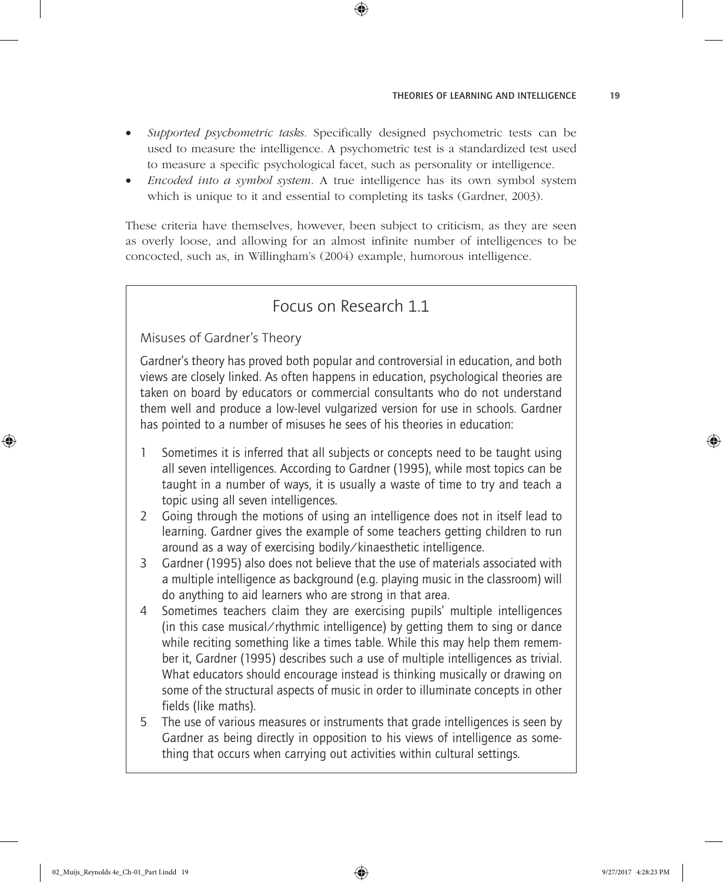- *Supported psychometric tasks*. Specifically designed psychometric tests can be used to measure the intelligence. A psychometric test is a standardized test used to measure a specific psychological facet, such as personality or intelligence.
- *Encoded into a symbol system*. A true intelligence has its own symbol system which is unique to it and essential to completing its tasks (Gardner, 2003).

These criteria have themselves, however, been subject to criticism, as they are seen as overly loose, and allowing for an almost infinite number of intelligences to be concocted, such as, in Willingham's (2004) example, humorous intelligence.

## Focus on Research 1.1

### Misuses of Gardner's Theory

Gardner's theory has proved both popular and controversial in education, and both views are closely linked. As often happens in education, psychological theories are taken on board by educators or commercial consultants who do not understand them well and produce a low-level vulgarized version for use in schools. Gardner has pointed to a number of misuses he sees of his theories in education:

1. Sometimes it is inferred that all subjects or concepts need to be taught using all seven intelligences. According to Gardner (1995), while most topics can be taught in a number of ways, it is usually a waste of time to try and teach a topic using all seven intelligences.
2. Going through the motions of using an intelligence does not in itself lead to learning. Gardner gives the example of some teachers getting children to run around as a way of exercising bodily/kinaesthetic intelligence.
3. Gardner (1995) also does not believe that the use of materials associated with a multiple intelligence as background (e.g. playing music in the classroom) will do anything to aid learners who are strong in that area.
4. Sometimes teachers claim they are exercising pupils' multiple intelligences (in this case musical/rhythmic intelligence) by getting them to sing or dance while reciting something like a times table. While this may help them remember it, Gardner (1995) describes such a use of multiple intelligences as trivial. What educators should encourage instead is thinking musically or drawing on some of the structural aspects of music in order to illuminate concepts in other fields (like maths).
5. The use of various measures or instruments that grade intelligences is seen by Gardner as being directly in opposition to his views of intelligence as something that occurs when carrying out activities within cultural settings.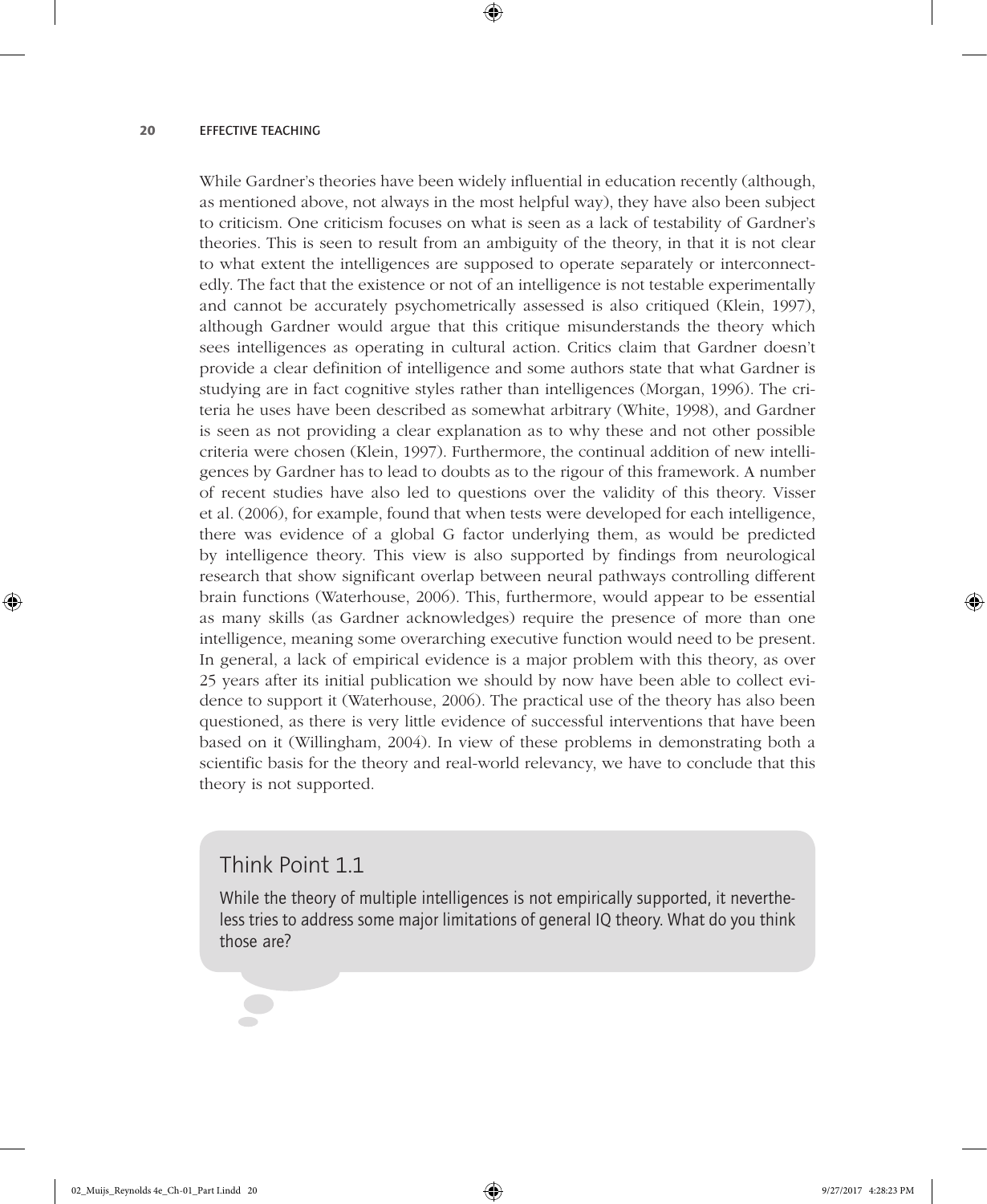While Gardner's theories have been widely influential in education recently (although, as mentioned above, not always in the most helpful way), they have also been subject to criticism. One criticism focuses on what is seen as a lack of testability of Gardner's theories. This is seen to result from an ambiguity of the theory, in that it is not clear to what extent the intelligences are supposed to operate separately or interconnectedly. The fact that the existence or not of an intelligence is not testable experimentally and cannot be accurately psychometrically assessed is also critiqued (Klein, 1997), although Gardner would argue that this critique misunderstands the theory which sees intelligences as operating in cultural action. Critics claim that Gardner doesn't provide a clear definition of intelligence and some authors state that what Gardner is studying are in fact cognitive styles rather than intelligences (Morgan, 1996). The criteria he uses have been described as somewhat arbitrary (White, 1998), and Gardner is seen as not providing a clear explanation as to why these and not other possible criteria were chosen (Klein, 1997). Furthermore, the continual addition of new intelligences by Gardner has to lead to doubts as to the rigour of this framework. A number of recent studies have also led to questions over the validity of this theory. Visser et al. (2006), for example, found that when tests were developed for each intelligence, there was evidence of a global G factor underlying them, as would be predicted by intelligence theory. This view is also supported by findings from neurological research that show significant overlap between neural pathways controlling different brain functions (Waterhouse, 2006). This, furthermore, would appear to be essential as many skills (as Gardner acknowledges) require the presence of more than one intelligence, meaning some overarching executive function would need to be present. In general, a lack of empirical evidence is a major problem with this theory, as over 25 years after its initial publication we should by now have been able to collect evidence to support it (Waterhouse, 2006). The practical use of the theory has also been questioned, as there is very little evidence of successful interventions that have been based on it (Willingham, 2004). In view of these problems in demonstrating both a scientific basis for the theory and real-world relevancy, we have to conclude that this theory is not supported.

### Think Point 1.1

While the theory of multiple intelligences is not empirically supported, it nevertheless tries to address some major limitations of general IQ theory. What do you think those are?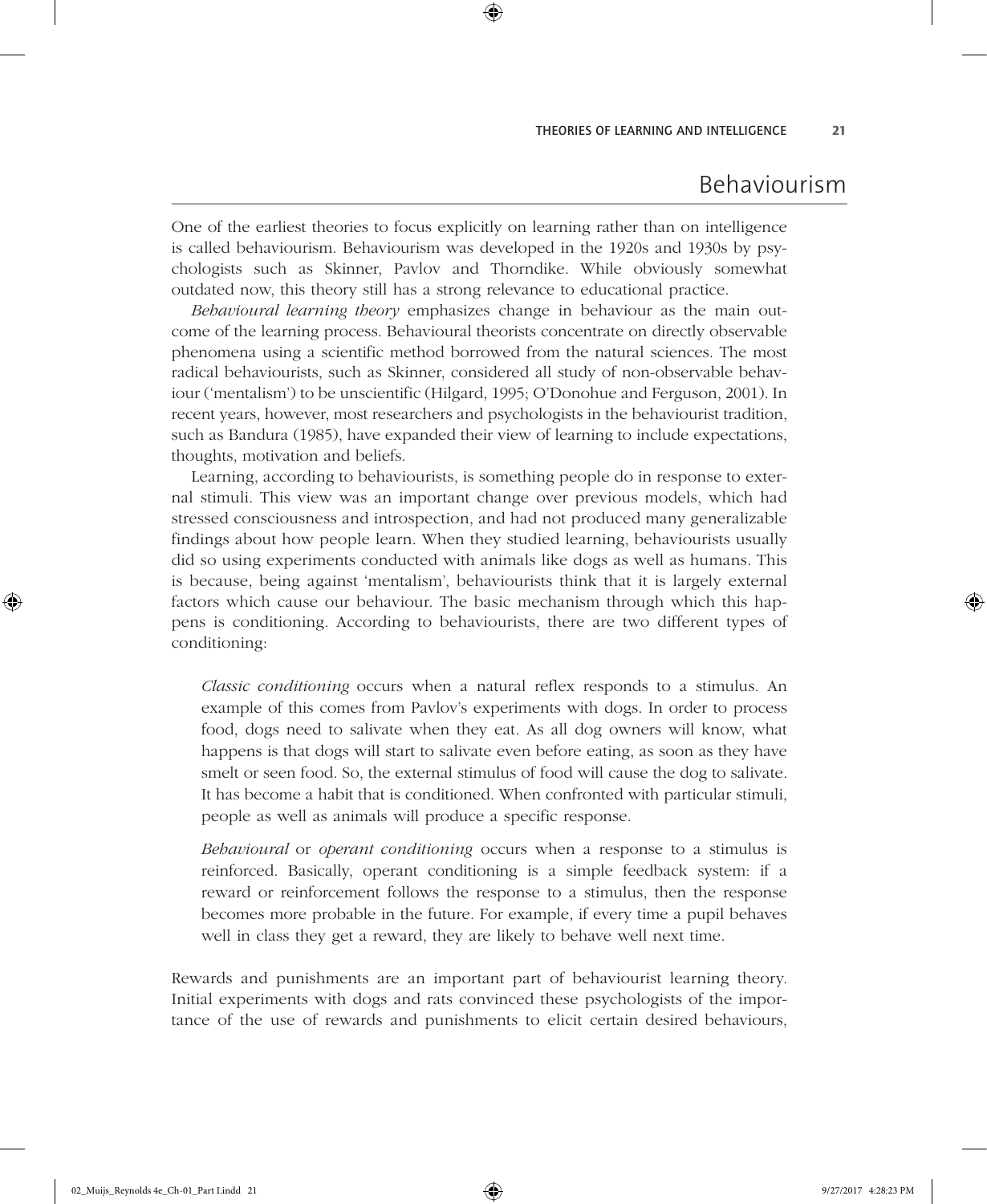## Behaviourism

One of the earliest theories to focus explicitly on learning rather than on intelligence is called behaviourism. Behaviourism was developed in the 1920s and 1930s by psychologists such as Skinner, Pavlov and Thorndike. While obviously somewhat outdated now, this theory still has a strong relevance to educational practice.

*Behavioural learning theory* emphasizes change in behaviour as the main outcome of the learning process. Behavioural theorists concentrate on directly observable phenomena using a scientific method borrowed from the natural sciences. The most radical behaviourists, such as Skinner, considered all study of non-observable behaviour ('mentalism') to be unscientific (Hilgard, 1995; O'Donohue and Ferguson, 2001). In recent years, however, most researchers and psychologists in the behaviourist tradition, such as Bandura (1985), have expanded their view of learning to include expectations, thoughts, motivation and beliefs.

Learning, according to behaviourists, is something people do in response to external stimuli. This view was an important change over previous models, which had stressed consciousness and introspection, and had not produced many generalizable findings about how people learn. When they studied learning, behaviourists usually did so using experiments conducted with animals like dogs as well as humans. This is because, being against 'mentalism', behaviourists think that it is largely external factors which cause our behaviour. The basic mechanism through which this happens is conditioning. According to behaviourists, there are two different types of conditioning:

> *Classic conditioning* occurs when a natural reflex responds to a stimulus. An example of this comes from Pavlov's experiments with dogs. In order to process food, dogs need to salivate when they eat. As all dog owners will know, what happens is that dogs will start to salivate even before eating, as soon as they have smelt or seen food. So, the external stimulus of food will cause the dog to salivate. It has become a habit that is conditioned. When confronted with particular stimuli, people as well as animals will produce a specific response.
>
> *Behavioural* or *operant conditioning* occurs when a response to a stimulus is reinforced. Basically, operant conditioning is a simple feedback system: if a reward or reinforcement follows the response to a stimulus, then the response becomes more probable in the future. For example, if every time a pupil behaves well in class they get a reward, they are likely to behave well next time.

Rewards and punishments are an important part of behaviourist learning theory. Initial experiments with dogs and rats convinced these psychologists of the importance of the use of rewards and punishments to elicit certain desired behaviours,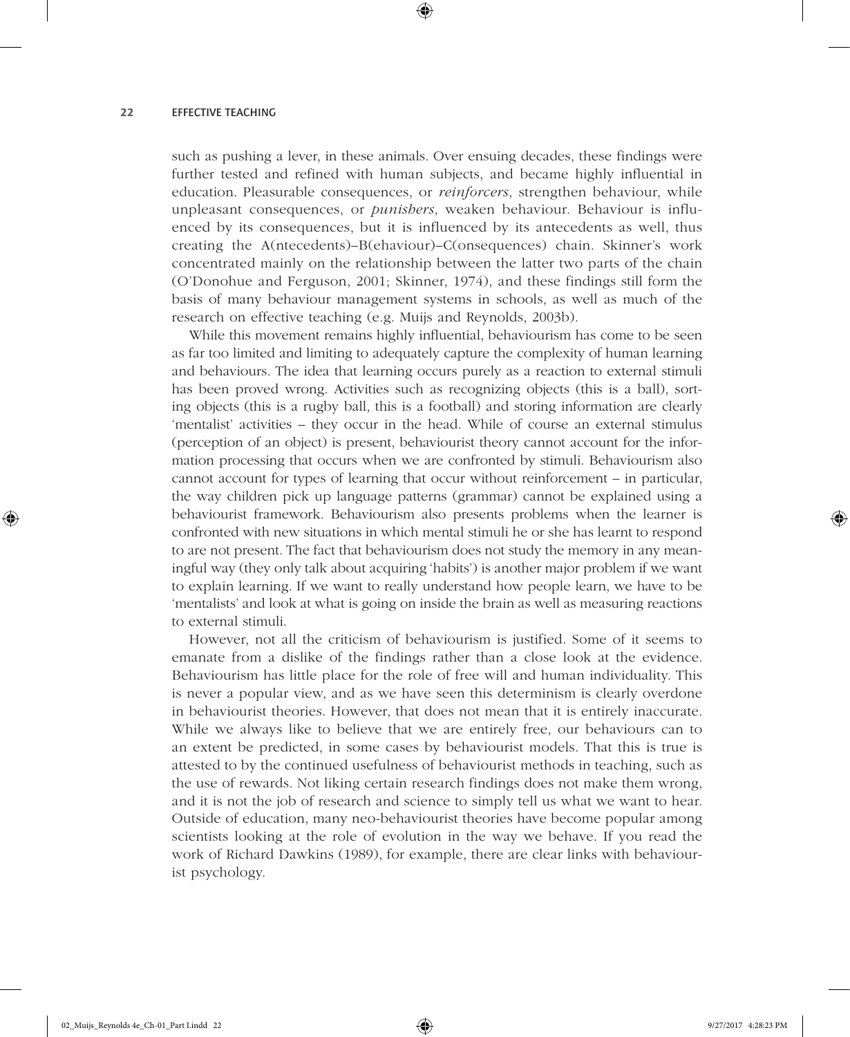such as pushing a lever, in these animals. Over ensuing decades, these findings were further tested and refined with human subjects, and became highly influential in education. Pleasurable consequences, or *reinforcers*, strengthen behaviour, while unpleasant consequences, or *punishers*, weaken behaviour. Behaviour is influenced by its consequences, but it is influenced by its antecedents as well, thus creating the A(ntecedents)–B(ehaviour)–C(onsequences) chain. Skinner's work concentrated mainly on the relationship between the latter two parts of the chain (O'Donohue and Ferguson, 2001; Skinner, 1974), and these findings still form the basis of many behaviour management systems in schools, as well as much of the research on effective teaching (e.g. Muijs and Reynolds, 2003b).

While this movement remains highly influential, behaviourism has come to be seen as far too limited and limiting to adequately capture the complexity of human learning and behaviours. The idea that learning occurs purely as a reaction to external stimuli has been proved wrong. Activities such as recognizing objects (this is a ball), sorting objects (this is a rugby ball, this is a football) and storing information are clearly 'mentalist' activities – they occur in the head. While of course an external stimulus (perception of an object) is present, behaviourist theory cannot account for the information processing that occurs when we are confronted by stimuli. Behaviourism also cannot account for types of learning that occur without reinforcement – in particular, the way children pick up language patterns (grammar) cannot be explained using a behaviourist framework. Behaviourism also presents problems when the learner is confronted with new situations in which mental stimuli he or she has learnt to respond to are not present. The fact that behaviourism does not study the memory in any meaningful way (they only talk about acquiring 'habits') is another major problem if we want to explain learning. If we want to really understand how people learn, we have to be 'mentalists' and look at what is going on inside the brain as well as measuring reactions to external stimuli.

However, not all the criticism of behaviourism is justified. Some of it seems to emanate from a dislike of the findings rather than a close look at the evidence. Behaviourism has little place for the role of free will and human individuality. This is never a popular view, and as we have seen this determinism is clearly overdone in behaviourist theories. However, that does not mean that it is entirely inaccurate. While we always like to believe that we are entirely free, our behaviours can to an extent be predicted, in some cases by behaviourist models. That this is true is attested to by the continued usefulness of behaviourist methods in teaching, such as the use of rewards. Not liking certain research findings does not make them wrong, and it is not the job of research and science to simply tell us what we want to hear. Outside of education, many neo-behaviourist theories have become popular among scientists looking at the role of evolution in the way we behave. If you read the work of Richard Dawkins (1989), for example, there are clear links with behaviourist psychology.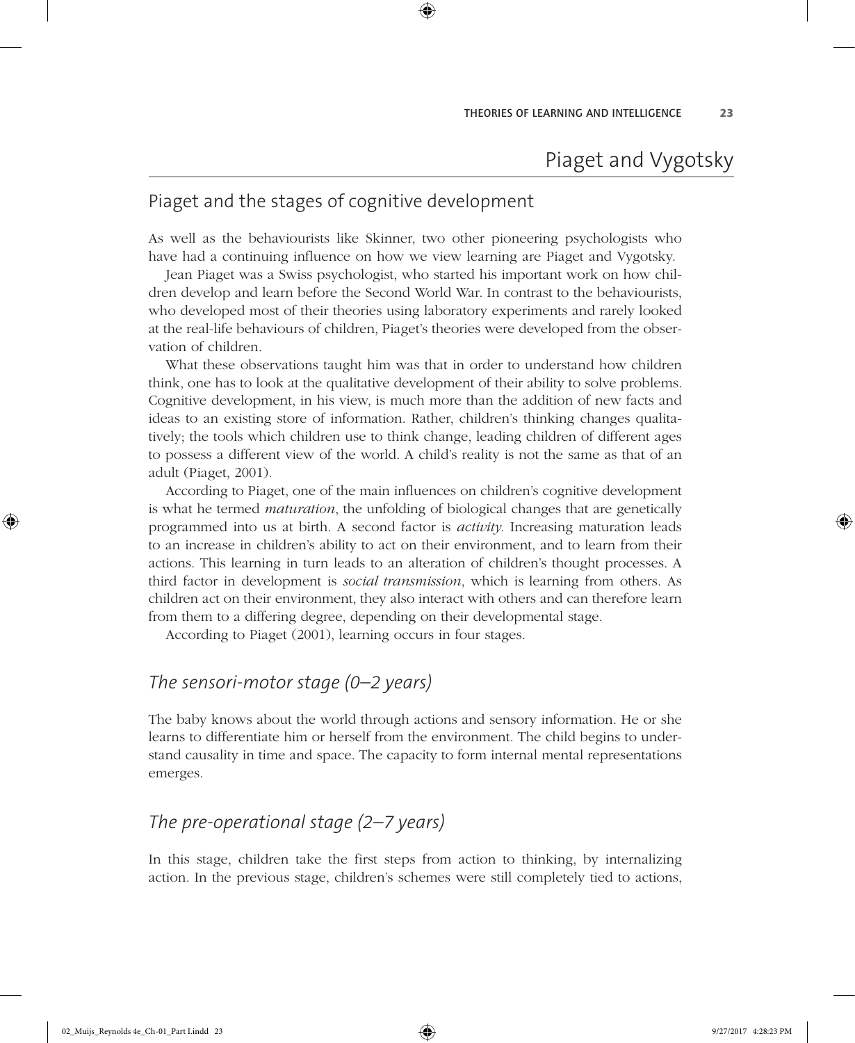# Piaget and Vygotsky

## Piaget and the stages of cognitive development

As well as the behaviourists like Skinner, two other pioneering psychologists who have had a continuing influence on how we view learning are Piaget and Vygotsky.

Jean Piaget was a Swiss psychologist, who started his important work on how children develop and learn before the Second World War. In contrast to the behaviourists, who developed most of their theories using laboratory experiments and rarely looked at the real-life behaviours of children, Piaget's theories were developed from the observation of children.

What these observations taught him was that in order to understand how children think, one has to look at the qualitative development of their ability to solve problems. Cognitive development, in his view, is much more than the addition of new facts and ideas to an existing store of information. Rather, children's thinking changes qualitatively; the tools which children use to think change, leading children of different ages to possess a different view of the world. A child's reality is not the same as that of an adult (Piaget, 2001).

According to Piaget, one of the main influences on children's cognitive development is what he termed *maturation*, the unfolding of biological changes that are genetically programmed into us at birth. A second factor is *activity.* Increasing maturation leads to an increase in children's ability to act on their environment, and to learn from their actions. This learning in turn leads to an alteration of children's thought processes. A third factor in development is *social transmission*, which is learning from others. As children act on their environment, they also interact with others and can therefore learn from them to a differing degree, depending on their developmental stage.

According to Piaget (2001), learning occurs in four stages.

### *The sensori-motor stage (0–2 years)*

The baby knows about the world through actions and sensory information. He or she learns to differentiate him or herself from the environment. The child begins to understand causality in time and space. The capacity to form internal mental representations emerges.

### *The pre-operational stage (2–7 years)*

In this stage, children take the first steps from action to thinking, by internalizing action. In the previous stage, children's schemes were still completely tied to actions,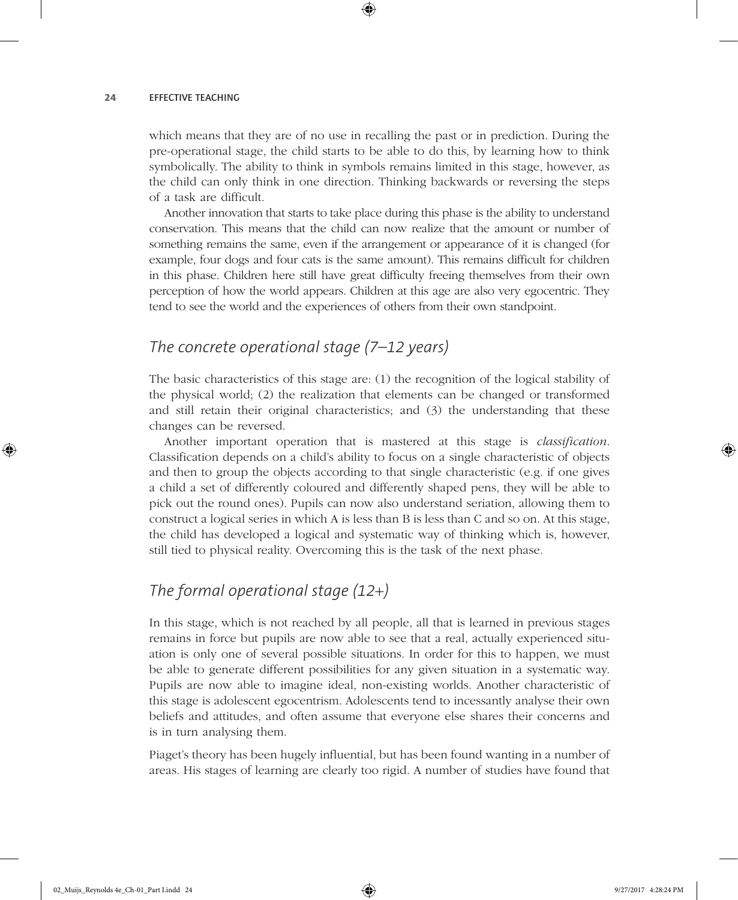which means that they are of no use in recalling the past or in prediction. During the pre-operational stage, the child starts to be able to do this, by learning how to think symbolically. The ability to think in symbols remains limited in this stage, however, as the child can only think in one direction. Thinking backwards or reversing the steps of a task are difficult.

Another innovation that starts to take place during this phase is the ability to understand conservation. This means that the child can now realize that the amount or number of something remains the same, even if the arrangement or appearance of it is changed (for example, four dogs and four cats is the same amount). This remains difficult for children in this phase. Children here still have great difficulty freeing themselves from their own perception of how the world appears. Children at this age are also very egocentric. They tend to see the world and the experiences of others from their own standpoint.

### *The concrete operational stage (7–12 years)*

The basic characteristics of this stage are: (1) the recognition of the logical stability of the physical world; (2) the realization that elements can be changed or transformed and still retain their original characteristics; and (3) the understanding that these changes can be reversed.

Another important operation that is mastered at this stage is *classification*. Classification depends on a child's ability to focus on a single characteristic of objects and then to group the objects according to that single characteristic (e.g. if one gives a child a set of differently coloured and differently shaped pens, they will be able to pick out the round ones). Pupils can now also understand seriation, allowing them to construct a logical series in which A is less than B is less than C and so on. At this stage, the child has developed a logical and systematic way of thinking which is, however, still tied to physical reality. Overcoming this is the task of the next phase.

### *The formal operational stage (12+)*

In this stage, which is not reached by all people, all that is learned in previous stages remains in force but pupils are now able to see that a real, actually experienced situation is only one of several possible situations. In order for this to happen, we must be able to generate different possibilities for any given situation in a systematic way. Pupils are now able to imagine ideal, non-existing worlds. Another characteristic of this stage is adolescent egocentrism. Adolescents tend to incessantly analyse their own beliefs and attitudes, and often assume that everyone else shares their concerns and is in turn analysing them.

Piaget's theory has been hugely influential, but has been found wanting in a number of areas. His stages of learning are clearly too rigid. A number of studies have found that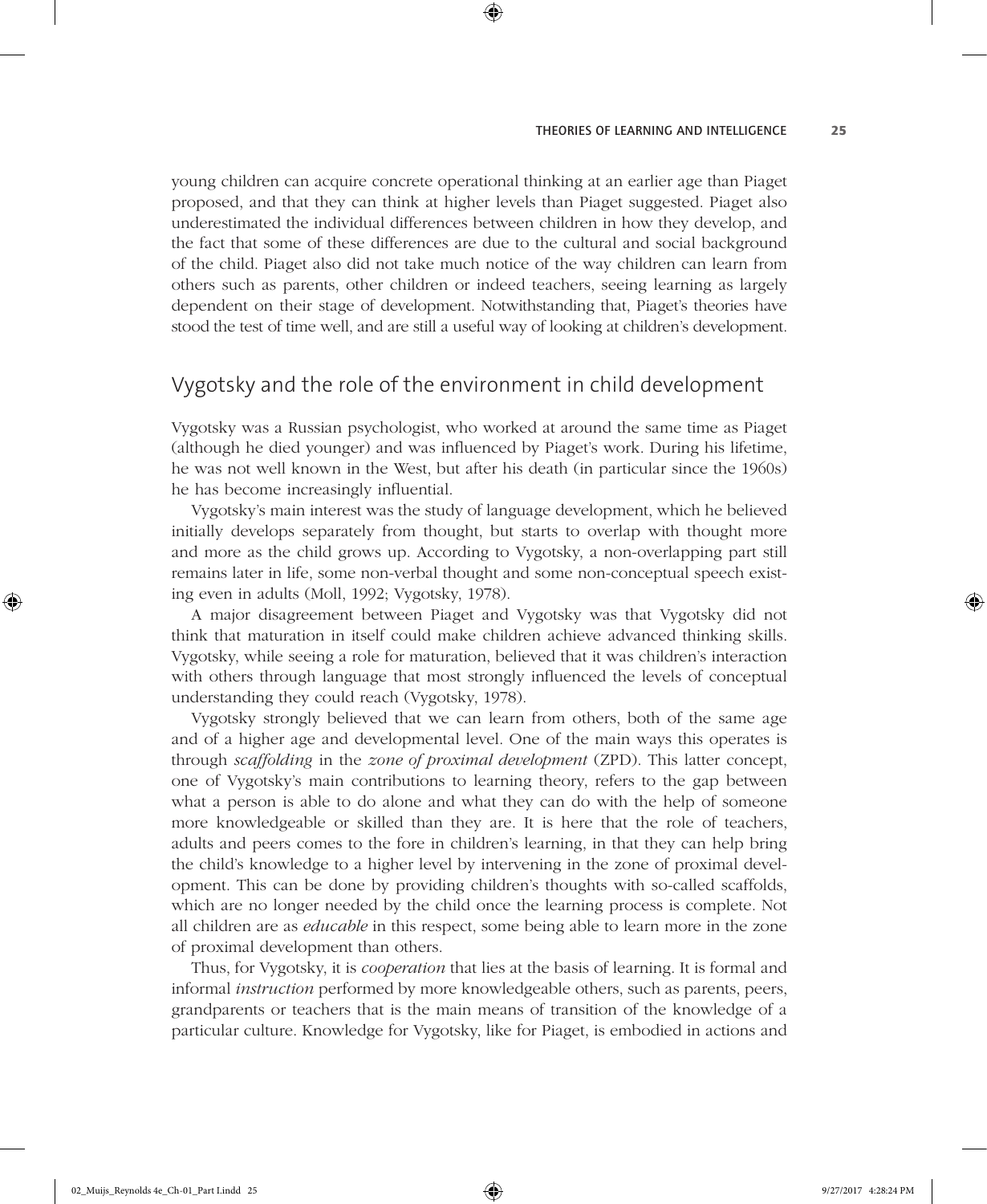young children can acquire concrete operational thinking at an earlier age than Piaget proposed, and that they can think at higher levels than Piaget suggested. Piaget also underestimated the individual differences between children in how they develop, and the fact that some of these differences are due to the cultural and social background of the child. Piaget also did not take much notice of the way children can learn from others such as parents, other children or indeed teachers, seeing learning as largely dependent on their stage of development. Notwithstanding that, Piaget's theories have stood the test of time well, and are still a useful way of looking at children's development.

## Vygotsky and the role of the environment in child development

Vygotsky was a Russian psychologist, who worked at around the same time as Piaget (although he died younger) and was influenced by Piaget's work. During his lifetime, he was not well known in the West, but after his death (in particular since the 1960s) he has become increasingly influential.

Vygotsky's main interest was the study of language development, which he believed initially develops separately from thought, but starts to overlap with thought more and more as the child grows up. According to Vygotsky, a non-overlapping part still remains later in life, some non-verbal thought and some non-conceptual speech existing even in adults (Moll, 1992; Vygotsky, 1978).

A major disagreement between Piaget and Vygotsky was that Vygotsky did not think that maturation in itself could make children achieve advanced thinking skills. Vygotsky, while seeing a role for maturation, believed that it was children's interaction with others through language that most strongly influenced the levels of conceptual understanding they could reach (Vygotsky, 1978).

Vygotsky strongly believed that we can learn from others, both of the same age and of a higher age and developmental level. One of the main ways this operates is through *scaffolding* in the *zone of proximal development* (ZPD). This latter concept, one of Vygotsky's main contributions to learning theory, refers to the gap between what a person is able to do alone and what they can do with the help of someone more knowledgeable or skilled than they are. It is here that the role of teachers, adults and peers comes to the fore in children's learning, in that they can help bring the child's knowledge to a higher level by intervening in the zone of proximal development. This can be done by providing children's thoughts with so-called scaffolds, which are no longer needed by the child once the learning process is complete. Not all children are as *educable* in this respect, some being able to learn more in the zone of proximal development than others.

Thus, for Vygotsky, it is *cooperation* that lies at the basis of learning. It is formal and informal *instruction* performed by more knowledgeable others, such as parents, peers, grandparents or teachers that is the main means of transition of the knowledge of a particular culture. Knowledge for Vygotsky, like for Piaget, is embodied in actions and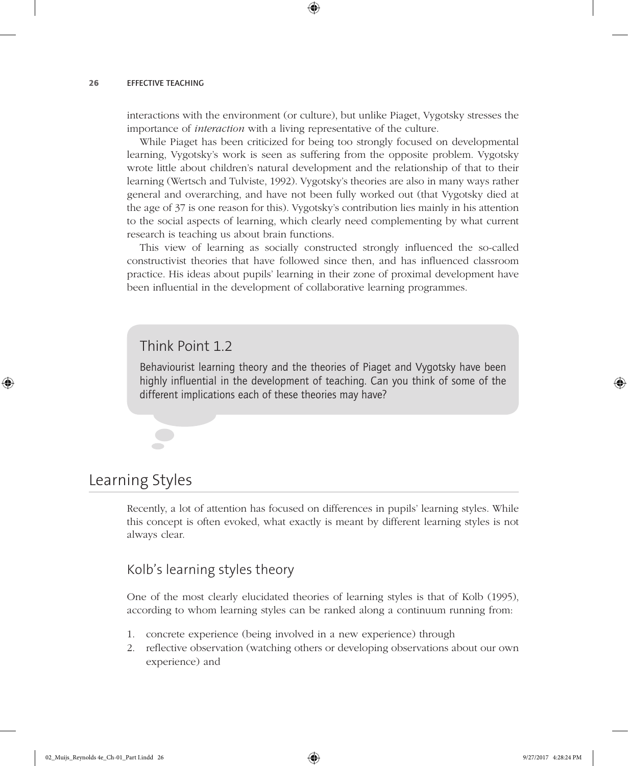interactions with the environment (or culture), but unlike Piaget, Vygotsky stresses the importance of *interaction* with a living representative of the culture.

While Piaget has been criticized for being too strongly focused on developmental learning, Vygotsky's work is seen as suffering from the opposite problem. Vygotsky wrote little about children's natural development and the relationship of that to their learning (Wertsch and Tulviste, 1992). Vygotsky's theories are also in many ways rather general and overarching, and have not been fully worked out (that Vygotsky died at the age of 37 is one reason for this). Vygotsky's contribution lies mainly in his attention to the social aspects of learning, which clearly need complementing by what current research is teaching us about brain functions.

This view of learning as socially constructed strongly influenced the so-called constructivist theories that have followed since then, and has influenced classroom practice. His ideas about pupils' learning in their zone of proximal development have been influential in the development of collaborative learning programmes.

### Think Point 1.2

Behaviourist learning theory and the theories of Piaget and Vygotsky have been highly influential in the development of teaching. Can you think of some of the different implications each of these theories may have?

## Learning Styles

Recently, a lot of attention has focused on differences in pupils' learning styles. While this concept is often evoked, what exactly is meant by different learning styles is not always clear.

### Kolb's learning styles theory

One of the most clearly elucidated theories of learning styles is that of Kolb (1995), according to whom learning styles can be ranked along a continuum running from:

1. concrete experience (being involved in a new experience) through
2. reflective observation (watching others or developing observations about our own experience) and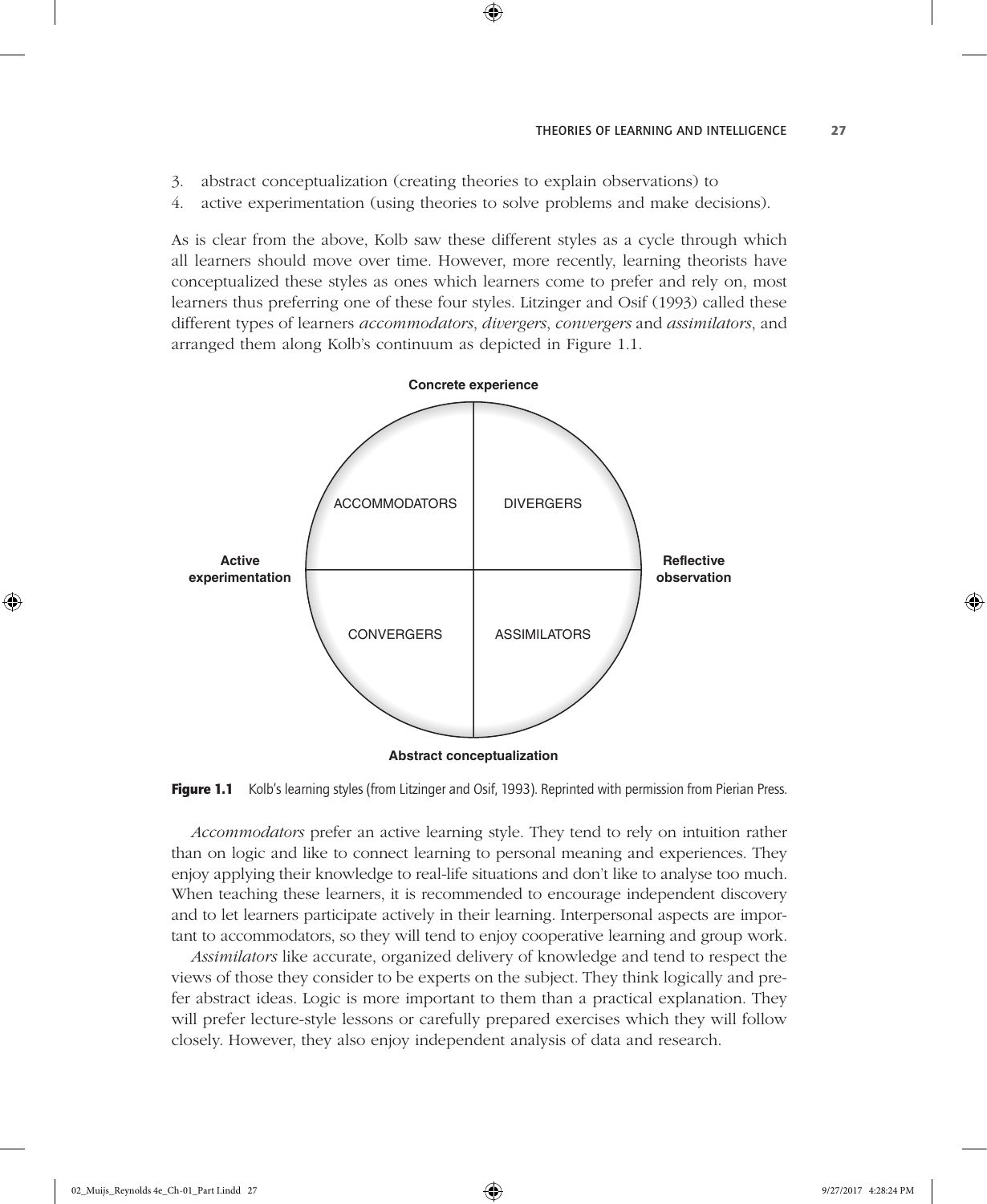3. abstract conceptualization (creating theories to explain observations) to
4. active experimentation (using theories to solve problems and make decisions).

As is clear from the above, Kolb saw these different styles as a cycle through which all learners should move over time. However, more recently, learning theorists have conceptualized these styles as ones which learners come to prefer and rely on, most learners thus preferring one of these four styles. Litzinger and Osif (1993) called these different types of learners *accommodators*, *divergers*, *convergers* and *assimilators*, and arranged them along Kolb's continuum as depicted in Figure 1.1.

Concrete experience

ACCOMMODATORS

DIVERGERS

Active experimentation

Reflective observation

CONVERGERS

ASSIMILATORS

Abstract conceptualization

**Figure 1.1** Kolb's learning styles (from Litzinger and Osif, 1993). Reprinted with permission from Pierian Press.

*Accommodators* prefer an active learning style. They tend to rely on intuition rather than on logic and like to connect learning to personal meaning and experiences. They enjoy applying their knowledge to real-life situations and don't like to analyse too much. When teaching these learners, it is recommended to encourage independent discovery and to let learners participate actively in their learning. Interpersonal aspects are important to accommodators, so they will tend to enjoy cooperative learning and group work.

*Assimilators* like accurate, organized delivery of knowledge and tend to respect the views of those they consider to be experts on the subject. They think logically and prefer abstract ideas. Logic is more important to them than a practical explanation. They will prefer lecture-style lessons or carefully prepared exercises which they will follow closely. However, they also enjoy independent analysis of data and research.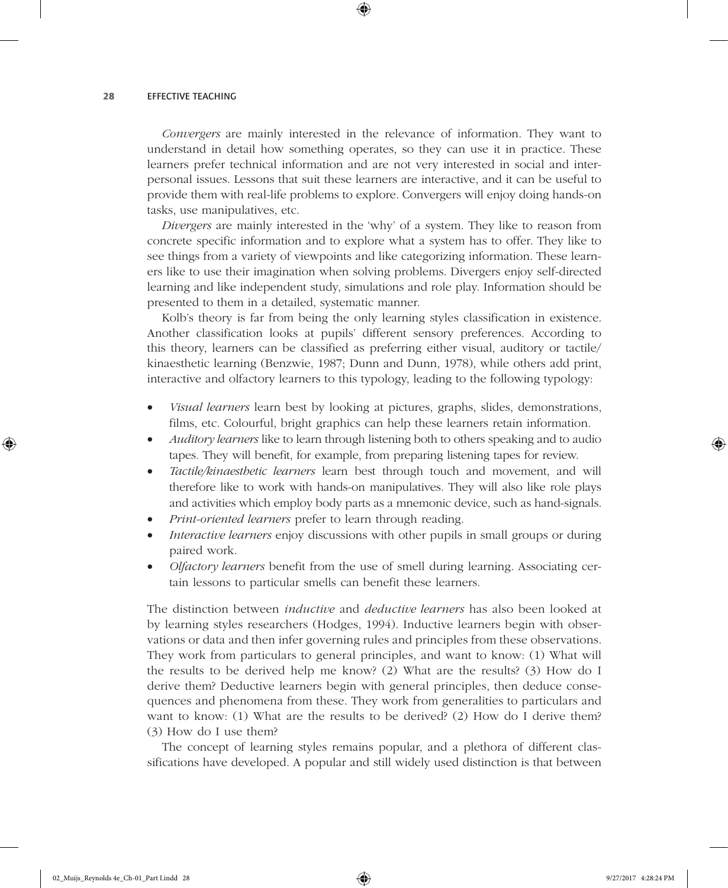*Convergers* are mainly interested in the relevance of information. They want to understand in detail how something operates, so they can use it in practice. These learners prefer technical information and are not very interested in social and interpersonal issues. Lessons that suit these learners are interactive, and it can be useful to provide them with real-life problems to explore. Convergers will enjoy doing hands-on tasks, use manipulatives, etc.

*Divergers* are mainly interested in the 'why' of a system. They like to reason from concrete specific information and to explore what a system has to offer. They like to see things from a variety of viewpoints and like categorizing information. These learners like to use their imagination when solving problems. Divergers enjoy self-directed learning and like independent study, simulations and role play. Information should be presented to them in a detailed, systematic manner.

Kolb's theory is far from being the only learning styles classification in existence. Another classification looks at pupils' different sensory preferences. According to this theory, learners can be classified as preferring either visual, auditory or tactile/kinaesthetic learning (Benzwie, 1987; Dunn and Dunn, 1978), while others add print, interactive and olfactory learners to this typology, leading to the following typology:

- *Visual learners* learn best by looking at pictures, graphs, slides, demonstrations, films, etc. Colourful, bright graphics can help these learners retain information.
- *Auditory learners* like to learn through listening both to others speaking and to audio tapes. They will benefit, for example, from preparing listening tapes for review.
- *Tactile/kinaesthetic learners* learn best through touch and movement, and will therefore like to work with hands-on manipulatives. They will also like role plays and activities which employ body parts as a mnemonic device, such as hand-signals.
- *Print-oriented learners* prefer to learn through reading.
- *Interactive learners* enjoy discussions with other pupils in small groups or during paired work.
- *Olfactory learners* benefit from the use of smell during learning. Associating certain lessons to particular smells can benefit these learners.

The distinction between *inductive* and *deductive learners* has also been looked at by learning styles researchers (Hodges, 1994). Inductive learners begin with observations or data and then infer governing rules and principles from these observations. They work from particulars to general principles, and want to know: (1) What will the results to be derived help me know? (2) What are the results? (3) How do I derive them? Deductive learners begin with general principles, then deduce consequences and phenomena from these. They work from generalities to particulars and want to know: (1) What are the results to be derived? (2) How do I derive them? (3) How do I use them?

The concept of learning styles remains popular, and a plethora of different classifications have developed. A popular and still widely used distinction is that between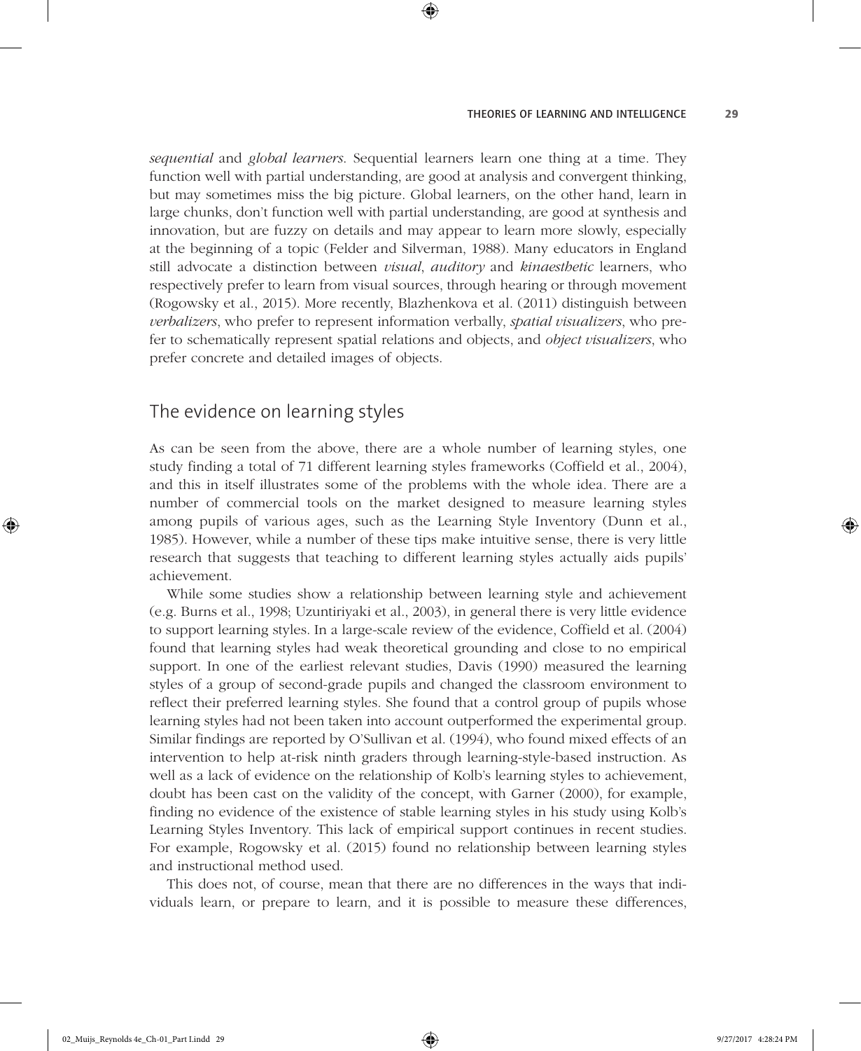*sequential* and *global learners*. Sequential learners learn one thing at a time. They function well with partial understanding, are good at analysis and convergent thinking, but may sometimes miss the big picture. Global learners, on the other hand, learn in large chunks, don't function well with partial understanding, are good at synthesis and innovation, but are fuzzy on details and may appear to learn more slowly, especially at the beginning of a topic (Felder and Silverman, 1988). Many educators in England still advocate a distinction between *visual*, *auditory* and *kinaesthetic* learners, who respectively prefer to learn from visual sources, through hearing or through movement (Rogowsky et al., 2015). More recently, Blazhenkova et al. (2011) distinguish between *verbalizers*, who prefer to represent information verbally, *spatial visualizers*, who prefer to schematically represent spatial relations and objects, and *object visualizers*, who prefer concrete and detailed images of objects.

## The evidence on learning styles

As can be seen from the above, there are a whole number of learning styles, one study finding a total of 71 different learning styles frameworks (Coffield et al., 2004), and this in itself illustrates some of the problems with the whole idea. There are a number of commercial tools on the market designed to measure learning styles among pupils of various ages, such as the Learning Style Inventory (Dunn et al., 1985). However, while a number of these tips make intuitive sense, there is very little research that suggests that teaching to different learning styles actually aids pupils' achievement.

While some studies show a relationship between learning style and achievement (e.g. Burns et al., 1998; Uzuntiriyaki et al., 2003), in general there is very little evidence to support learning styles. In a large-scale review of the evidence, Coffield et al. (2004) found that learning styles had weak theoretical grounding and close to no empirical support. In one of the earliest relevant studies, Davis (1990) measured the learning styles of a group of second-grade pupils and changed the classroom environment to reflect their preferred learning styles. She found that a control group of pupils whose learning styles had not been taken into account outperformed the experimental group. Similar findings are reported by O'Sullivan et al. (1994), who found mixed effects of an intervention to help at-risk ninth graders through learning-style-based instruction. As well as a lack of evidence on the relationship of Kolb's learning styles to achievement, doubt has been cast on the validity of the concept, with Garner (2000), for example, finding no evidence of the existence of stable learning styles in his study using Kolb's Learning Styles Inventory. This lack of empirical support continues in recent studies. For example, Rogowsky et al. (2015) found no relationship between learning styles and instructional method used.

This does not, of course, mean that there are no differences in the ways that individuals learn, or prepare to learn, and it is possible to measure these differences,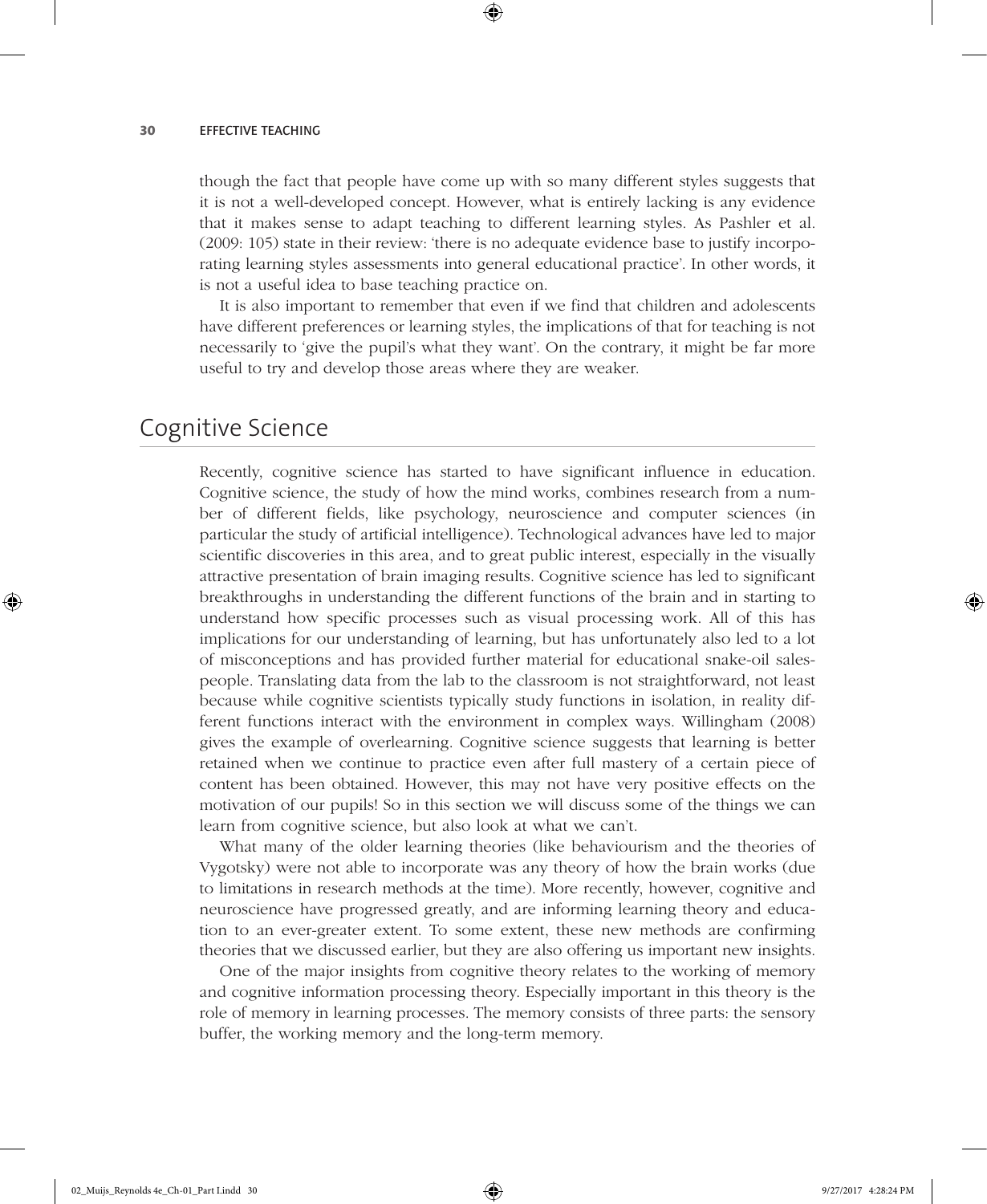though the fact that people have come up with so many different styles suggests that it is not a well-developed concept. However, what is entirely lacking is any evidence that it makes sense to adapt teaching to different learning styles. As Pashler et al. (2009: 105) state in their review: 'there is no adequate evidence base to justify incorporating learning styles assessments into general educational practice'. In other words, it is not a useful idea to base teaching practice on.

It is also important to remember that even if we find that children and adolescents have different preferences or learning styles, the implications of that for teaching is not necessarily to 'give the pupil's what they want'. On the contrary, it might be far more useful to try and develop those areas where they are weaker.

## Cognitive Science

Recently, cognitive science has started to have significant influence in education. Cognitive science, the study of how the mind works, combines research from a number of different fields, like psychology, neuroscience and computer sciences (in particular the study of artificial intelligence). Technological advances have led to major scientific discoveries in this area, and to great public interest, especially in the visually attractive presentation of brain imaging results. Cognitive science has led to significant breakthroughs in understanding the different functions of the brain and in starting to understand how specific processes such as visual processing work. All of this has implications for our understanding of learning, but has unfortunately also led to a lot of misconceptions and has provided further material for educational snake-oil salespeople. Translating data from the lab to the classroom is not straightforward, not least because while cognitive scientists typically study functions in isolation, in reality different functions interact with the environment in complex ways. Willingham (2008) gives the example of overlearning. Cognitive science suggests that learning is better retained when we continue to practice even after full mastery of a certain piece of content has been obtained. However, this may not have very positive effects on the motivation of our pupils! So in this section we will discuss some of the things we can learn from cognitive science, but also look at what we can't.

What many of the older learning theories (like behaviourism and the theories of Vygotsky) were not able to incorporate was any theory of how the brain works (due to limitations in research methods at the time). More recently, however, cognitive and neuroscience have progressed greatly, and are informing learning theory and education to an ever-greater extent. To some extent, these new methods are confirming theories that we discussed earlier, but they are also offering us important new insights.

One of the major insights from cognitive theory relates to the working of memory and cognitive information processing theory. Especially important in this theory is the role of memory in learning processes. The memory consists of three parts: the sensory buffer, the working memory and the long-term memory.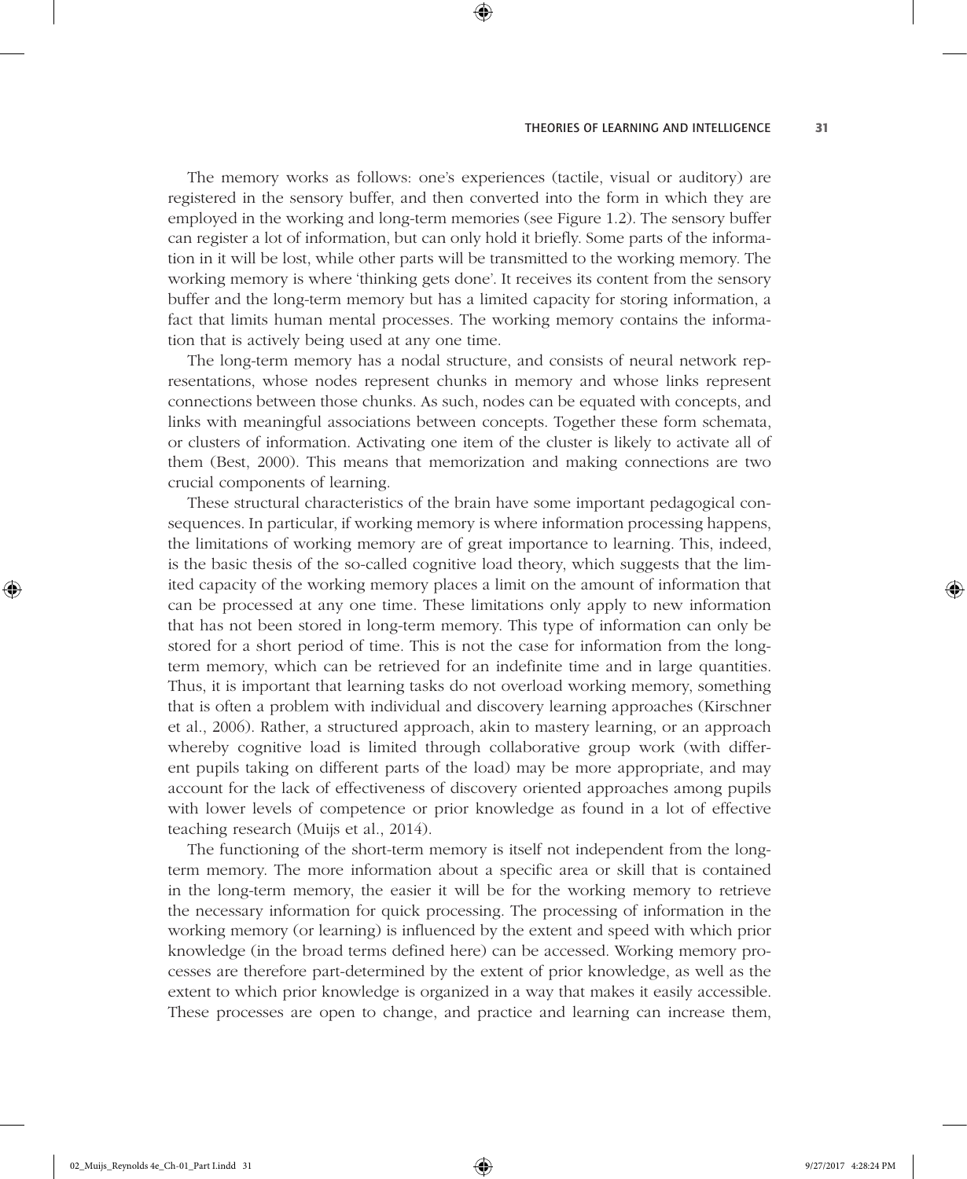The memory works as follows: one's experiences (tactile, visual or auditory) are registered in the sensory buffer, and then converted into the form in which they are employed in the working and long-term memories (see Figure 1.2). The sensory buffer can register a lot of information, but can only hold it briefly. Some parts of the information in it will be lost, while other parts will be transmitted to the working memory. The working memory is where 'thinking gets done'. It receives its content from the sensory buffer and the long-term memory but has a limited capacity for storing information, a fact that limits human mental processes. The working memory contains the information that is actively being used at any one time.

The long-term memory has a nodal structure, and consists of neural network representations, whose nodes represent chunks in memory and whose links represent connections between those chunks. As such, nodes can be equated with concepts, and links with meaningful associations between concepts. Together these form schemata, or clusters of information. Activating one item of the cluster is likely to activate all of them (Best, 2000). This means that memorization and making connections are two crucial components of learning.

These structural characteristics of the brain have some important pedagogical consequences. In particular, if working memory is where information processing happens, the limitations of working memory are of great importance to learning. This, indeed, is the basic thesis of the so-called cognitive load theory, which suggests that the limited capacity of the working memory places a limit on the amount of information that can be processed at any one time. These limitations only apply to new information that has not been stored in long-term memory. This type of information can only be stored for a short period of time. This is not the case for information from the long-term memory, which can be retrieved for an indefinite time and in large quantities. Thus, it is important that learning tasks do not overload working memory, something that is often a problem with individual and discovery learning approaches (Kirschner et al., 2006). Rather, a structured approach, akin to mastery learning, or an approach whereby cognitive load is limited through collaborative group work (with different pupils taking on different parts of the load) may be more appropriate, and may account for the lack of effectiveness of discovery oriented approaches among pupils with lower levels of competence or prior knowledge as found in a lot of effective teaching research (Muijs et al., 2014).

The functioning of the short-term memory is itself not independent from the long-term memory. The more information about a specific area or skill that is contained in the long-term memory, the easier it will be for the working memory to retrieve the necessary information for quick processing. The processing of information in the working memory (or learning) is influenced by the extent and speed with which prior knowledge (in the broad terms defined here) can be accessed. Working memory processes are therefore part-determined by the extent of prior knowledge, as well as the extent to which prior knowledge is organized in a way that makes it easily accessible. These processes are open to change, and practice and learning can increase them,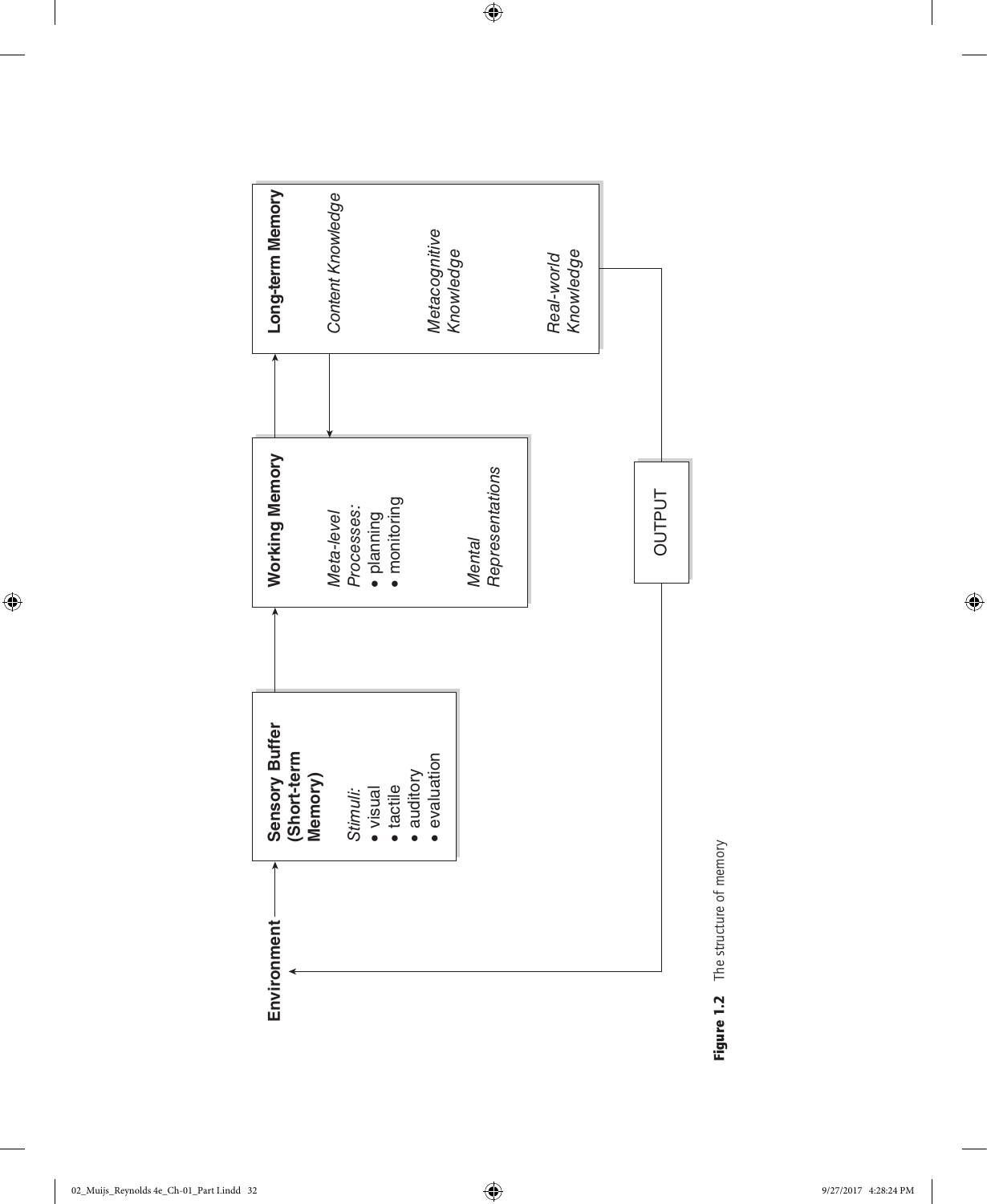Environment

Sensory Buffer (Short-term Memory)

*Stimuli:*
- visual
- tactile
- auditory
- evaluation

Working Memory

*Meta-level Processes:*
- planning
- monitoring

*Mental Representations*

Long-term Memory

*Content Knowledge*

*Metacognitive Knowledge*

*Real-world Knowledge*

OUTPUT

**Figure 1.2** The structure of memory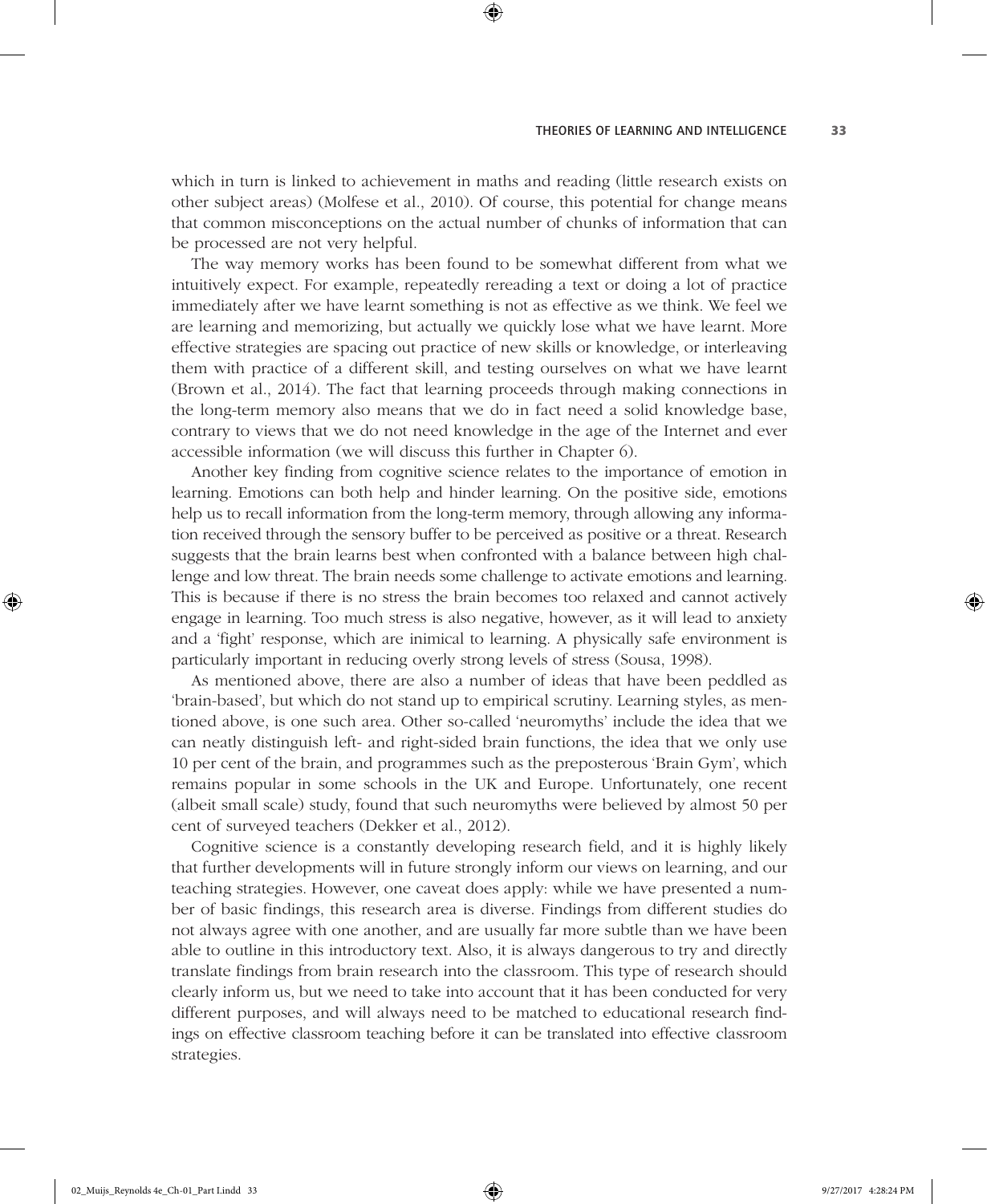which in turn is linked to achievement in maths and reading (little research exists on other subject areas) (Molfese et al., 2010). Of course, this potential for change means that common misconceptions on the actual number of chunks of information that can be processed are not very helpful.

The way memory works has been found to be somewhat different from what we intuitively expect. For example, repeatedly rereading a text or doing a lot of practice immediately after we have learnt something is not as effective as we think. We feel we are learning and memorizing, but actually we quickly lose what we have learnt. More effective strategies are spacing out practice of new skills or knowledge, or interleaving them with practice of a different skill, and testing ourselves on what we have learnt (Brown et al., 2014). The fact that learning proceeds through making connections in the long-term memory also means that we do in fact need a solid knowledge base, contrary to views that we do not need knowledge in the age of the Internet and ever accessible information (we will discuss this further in Chapter 6).

Another key finding from cognitive science relates to the importance of emotion in learning. Emotions can both help and hinder learning. On the positive side, emotions help us to recall information from the long-term memory, through allowing any information received through the sensory buffer to be perceived as positive or a threat. Research suggests that the brain learns best when confronted with a balance between high challenge and low threat. The brain needs some challenge to activate emotions and learning. This is because if there is no stress the brain becomes too relaxed and cannot actively engage in learning. Too much stress is also negative, however, as it will lead to anxiety and a 'fight' response, which are inimical to learning. A physically safe environment is particularly important in reducing overly strong levels of stress (Sousa, 1998).

As mentioned above, there are also a number of ideas that have been peddled as 'brain-based', but which do not stand up to empirical scrutiny. Learning styles, as mentioned above, is one such area. Other so-called 'neuromyths' include the idea that we can neatly distinguish left- and right-sided brain functions, the idea that we only use 10 per cent of the brain, and programmes such as the preposterous 'Brain Gym', which remains popular in some schools in the UK and Europe. Unfortunately, one recent (albeit small scale) study, found that such neuromyths were believed by almost 50 per cent of surveyed teachers (Dekker et al., 2012).

Cognitive science is a constantly developing research field, and it is highly likely that further developments will in future strongly inform our views on learning, and our teaching strategies. However, one caveat does apply: while we have presented a number of basic findings, this research area is diverse. Findings from different studies do not always agree with one another, and are usually far more subtle than we have been able to outline in this introductory text. Also, it is always dangerous to try and directly translate findings from brain research into the classroom. This type of research should clearly inform us, but we need to take into account that it has been conducted for very different purposes, and will always need to be matched to educational research findings on effective classroom teaching before it can be translated into effective classroom strategies.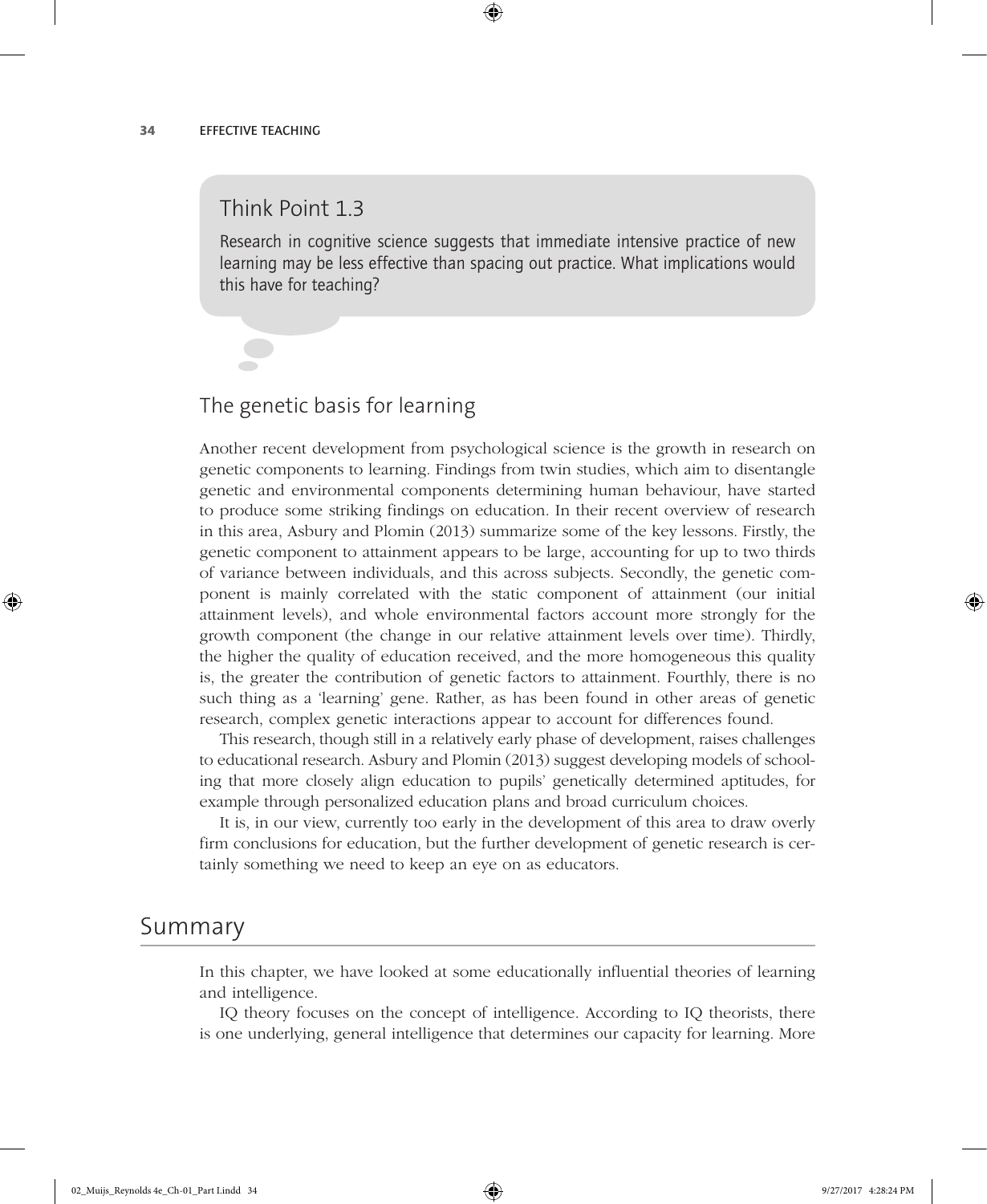### Think Point 1.3

Research in cognitive science suggests that immediate intensive practice of new learning may be less effective than spacing out practice. What implications would this have for teaching?

### The genetic basis for learning

Another recent development from psychological science is the growth in research on genetic components to learning. Findings from twin studies, which aim to disentangle genetic and environmental components determining human behaviour, have started to produce some striking findings on education. In their recent overview of research in this area, Asbury and Plomin (2013) summarize some of the key lessons. Firstly, the genetic component to attainment appears to be large, accounting for up to two thirds of variance between individuals, and this across subjects. Secondly, the genetic component is mainly correlated with the static component of attainment (our initial attainment levels), and whole environmental factors account more strongly for the growth component (the change in our relative attainment levels over time). Thirdly, the higher the quality of education received, and the more homogeneous this quality is, the greater the contribution of genetic factors to attainment. Fourthly, there is no such thing as a 'learning' gene. Rather, as has been found in other areas of genetic research, complex genetic interactions appear to account for differences found.

This research, though still in a relatively early phase of development, raises challenges to educational research. Asbury and Plomin (2013) suggest developing models of schooling that more closely align education to pupils' genetically determined aptitudes, for example through personalized education plans and broad curriculum choices.

It is, in our view, currently too early in the development of this area to draw overly firm conclusions for education, but the further development of genetic research is certainly something we need to keep an eye on as educators.

## Summary

In this chapter, we have looked at some educationally influential theories of learning and intelligence.

IQ theory focuses on the concept of intelligence. According to IQ theorists, there is one underlying, general intelligence that determines our capacity for learning. More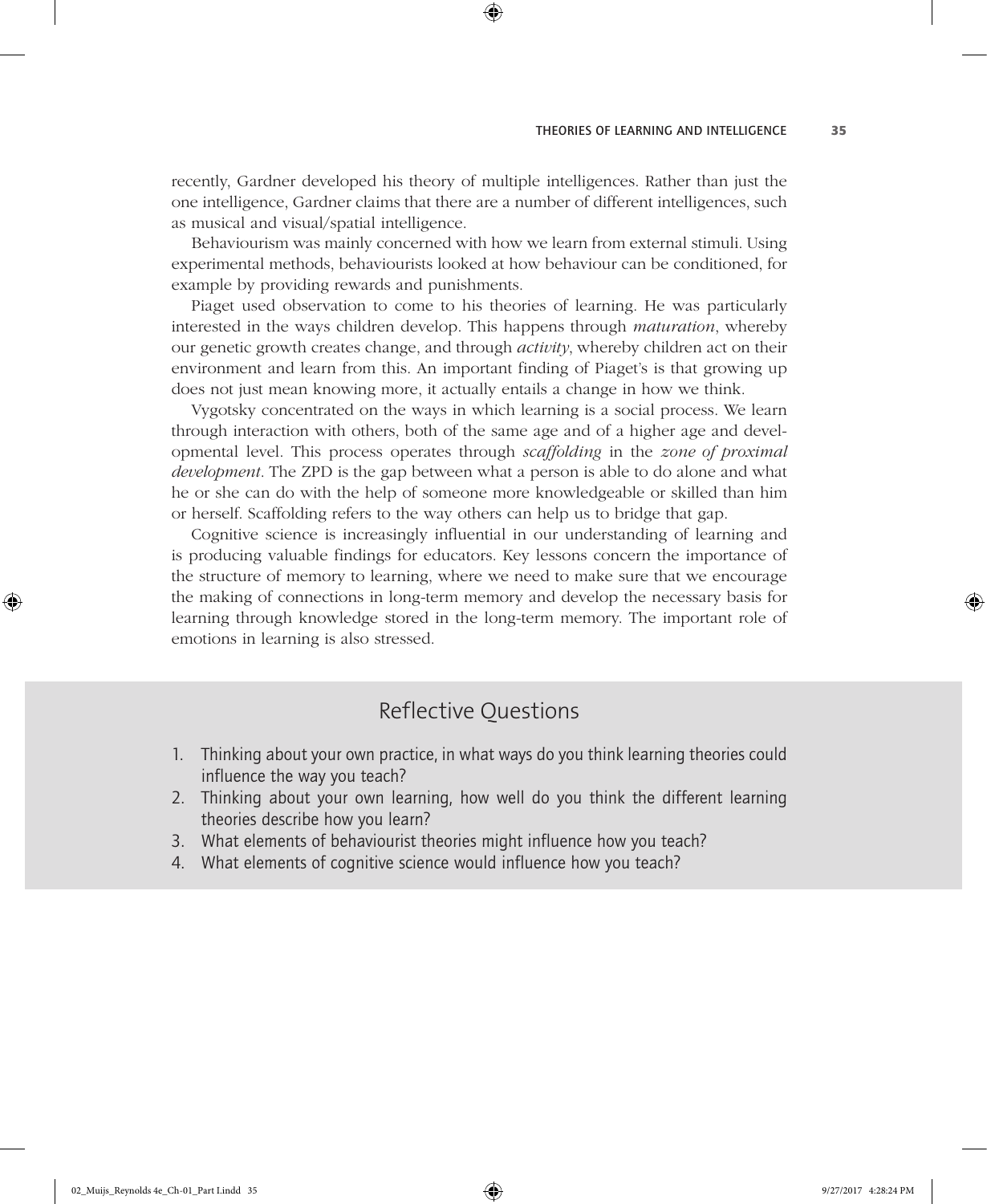recently, Gardner developed his theory of multiple intelligences. Rather than just the one intelligence, Gardner claims that there are a number of different intelligences, such as musical and visual/spatial intelligence.

Behaviourism was mainly concerned with how we learn from external stimuli. Using experimental methods, behaviourists looked at how behaviour can be conditioned, for example by providing rewards and punishments.

Piaget used observation to come to his theories of learning. He was particularly interested in the ways children develop. This happens through *maturation*, whereby our genetic growth creates change, and through *activity*, whereby children act on their environment and learn from this. An important finding of Piaget's is that growing up does not just mean knowing more, it actually entails a change in how we think.

Vygotsky concentrated on the ways in which learning is a social process. We learn through interaction with others, both of the same age and of a higher age and developmental level. This process operates through *scaffolding* in the *zone of proximal development*. The ZPD is the gap between what a person is able to do alone and what he or she can do with the help of someone more knowledgeable or skilled than him or herself. Scaffolding refers to the way others can help us to bridge that gap.

Cognitive science is increasingly influential in our understanding of learning and is producing valuable findings for educators. Key lessons concern the importance of the structure of memory to learning, where we need to make sure that we encourage the making of connections in long-term memory and develop the necessary basis for learning through knowledge stored in the long-term memory. The important role of emotions in learning is also stressed.

## Reflective Questions

1. Thinking about your own practice, in what ways do you think learning theories could influence the way you teach?
2. Thinking about your own learning, how well do you think the different learning theories describe how you learn?
3. What elements of behaviourist theories might influence how you teach?
4. What elements of cognitive science would influence how you teach?